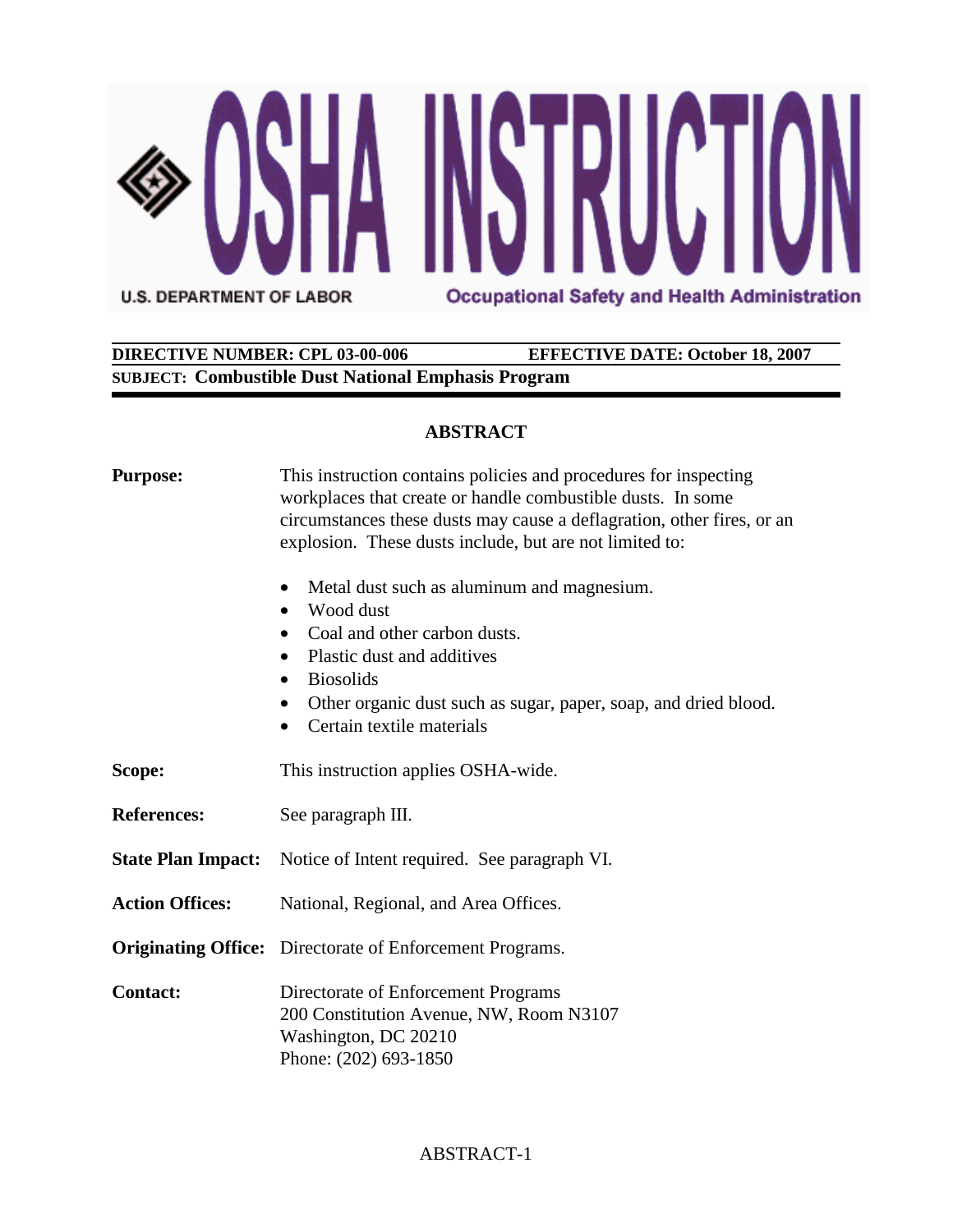# OSHA INSTRUCTION

U.S. DEPARTMENT OF LABOR — Occupational Safety and Health Administration

**DIRECTIVE NUMBER: CPL 03-00-006** **EFFECTIVE DATE: October 18, 2007**

**SUBJECT: Combustible Dust National Emphasis Program**

## ABSTRACT

**Purpose:** This instruction contains policies and procedures for inspecting workplaces that create or handle combustible dusts. In some circumstances these dusts may cause a deflagration, other fires, or an explosion. These dusts include, but are not limited to:

- Metal dust such as aluminum and magnesium.
- Wood dust
- Coal and other carbon dusts.
- Plastic dust and additives
- Biosolids
- Other organic dust such as sugar, paper, soap, and dried blood.
- Certain textile materials

**Scope:** This instruction applies OSHA-wide.

**References:** See paragraph III.

**State Plan Impact:** Notice of Intent required. See paragraph VI.

**Action Offices:** National, Regional, and Area Offices.

**Originating Office:** Directorate of Enforcement Programs.

**Contact:** Directorate of Enforcement Programs
200 Constitution Avenue, NW, Room N3107
Washington, DC 20210
Phone: (202) 693-1850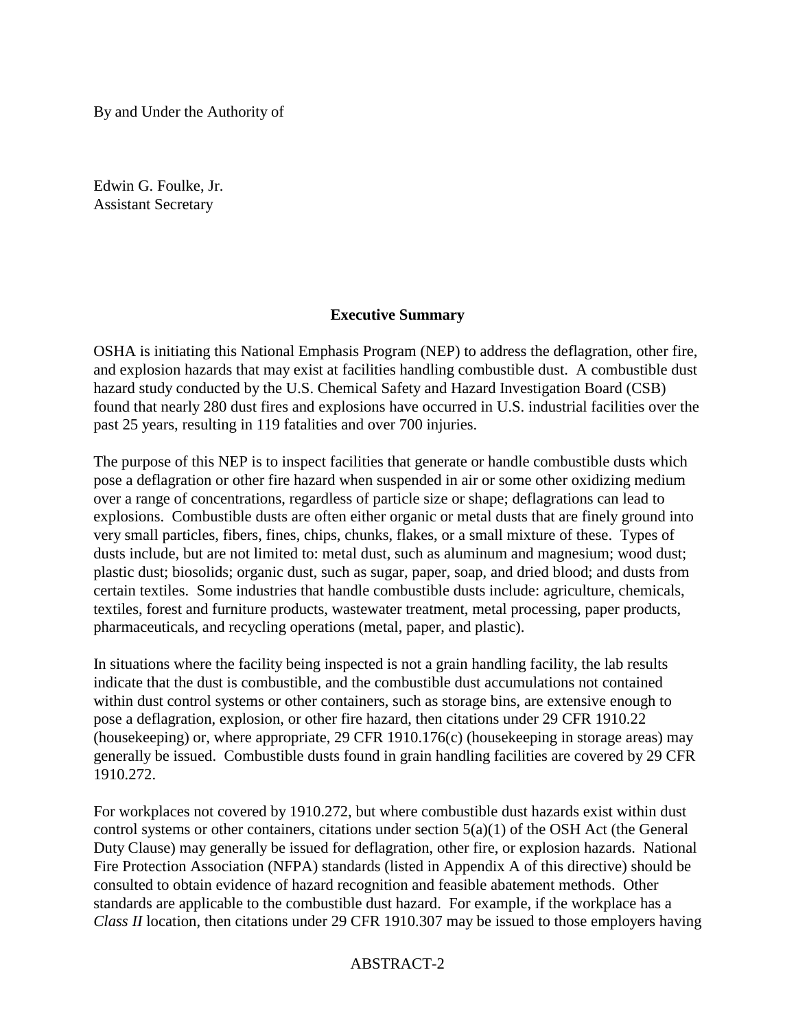By and Under the Authority of

Edwin G. Foulke, Jr.
Assistant Secretary

## Executive Summary

OSHA is initiating this National Emphasis Program (NEP) to address the deflagration, other fire, and explosion hazards that may exist at facilities handling combustible dust. A combustible dust hazard study conducted by the U.S. Chemical Safety and Hazard Investigation Board (CSB) found that nearly 280 dust fires and explosions have occurred in U.S. industrial facilities over the past 25 years, resulting in 119 fatalities and over 700 injuries.

The purpose of this NEP is to inspect facilities that generate or handle combustible dusts which pose a deflagration or other fire hazard when suspended in air or some other oxidizing medium over a range of concentrations, regardless of particle size or shape; deflagrations can lead to explosions. Combustible dusts are often either organic or metal dusts that are finely ground into very small particles, fibers, fines, chips, chunks, flakes, or a small mixture of these. Types of dusts include, but are not limited to: metal dust, such as aluminum and magnesium; wood dust; plastic dust; biosolids; organic dust, such as sugar, paper, soap, and dried blood; and dusts from certain textiles. Some industries that handle combustible dusts include: agriculture, chemicals, textiles, forest and furniture products, wastewater treatment, metal processing, paper products, pharmaceuticals, and recycling operations (metal, paper, and plastic).

In situations where the facility being inspected is not a grain handling facility, the lab results indicate that the dust is combustible, and the combustible dust accumulations not contained within dust control systems or other containers, such as storage bins, are extensive enough to pose a deflagration, explosion, or other fire hazard, then citations under 29 CFR 1910.22 (housekeeping) or, where appropriate, 29 CFR 1910.176(c) (housekeeping in storage areas) may generally be issued. Combustible dusts found in grain handling facilities are covered by 29 CFR 1910.272.

For workplaces not covered by 1910.272, but where combustible dust hazards exist within dust control systems or other containers, citations under section 5(a)(1) of the OSH Act (the General Duty Clause) may generally be issued for deflagration, other fire, or explosion hazards. National Fire Protection Association (NFPA) standards (listed in Appendix A of this directive) should be consulted to obtain evidence of hazard recognition and feasible abatement methods. Other standards are applicable to the combustible dust hazard. For example, if the workplace has a *Class II* location, then citations under 29 CFR 1910.307 may be issued to those employers having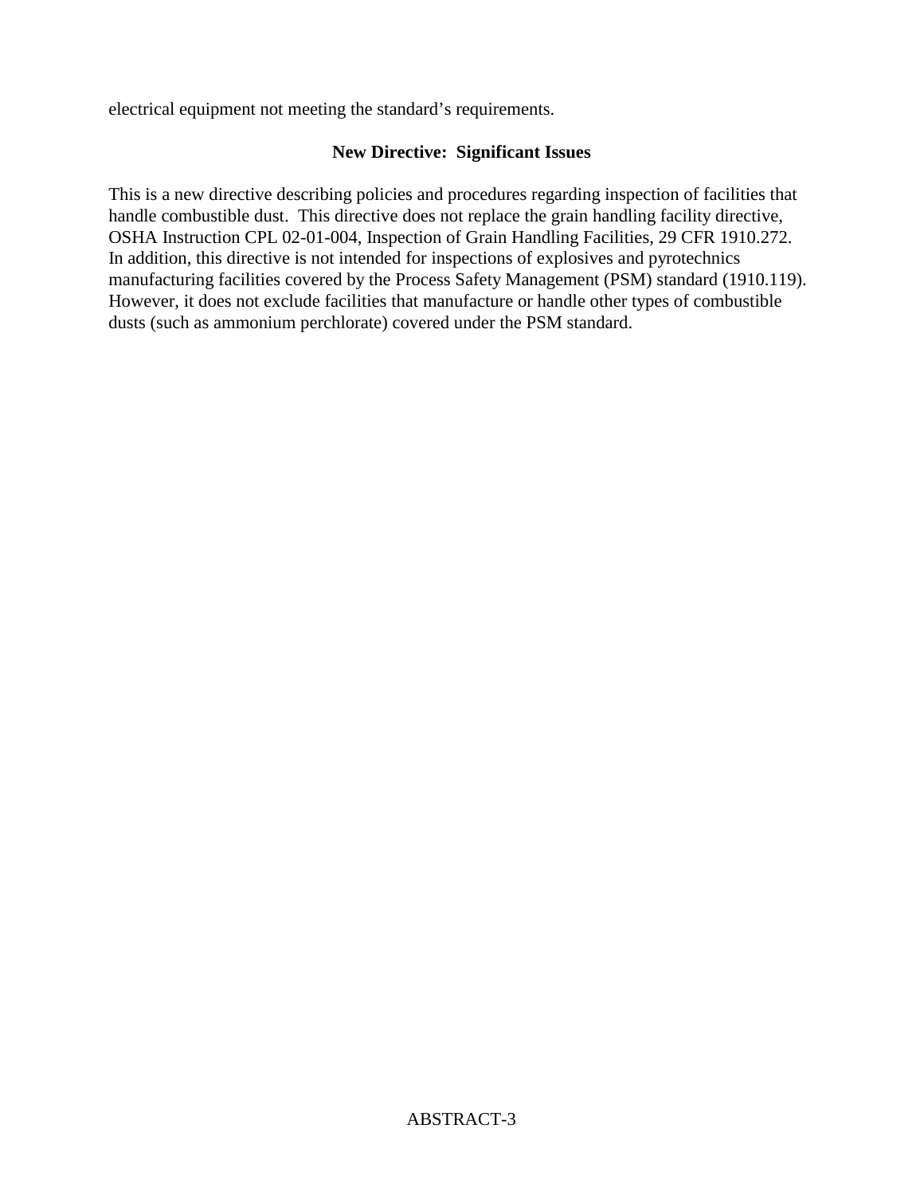electrical equipment not meeting the standard's requirements.

**New Directive: Significant Issues**

This is a new directive describing policies and procedures regarding inspection of facilities that handle combustible dust. This directive does not replace the grain handling facility directive, OSHA Instruction CPL 02-01-004, Inspection of Grain Handling Facilities, 29 CFR 1910.272. In addition, this directive is not intended for inspections of explosives and pyrotechnics manufacturing facilities covered by the Process Safety Management (PSM) standard (1910.119). However, it does not exclude facilities that manufacture or handle other types of combustible dusts (such as ammonium perchlorate) covered under the PSM standard.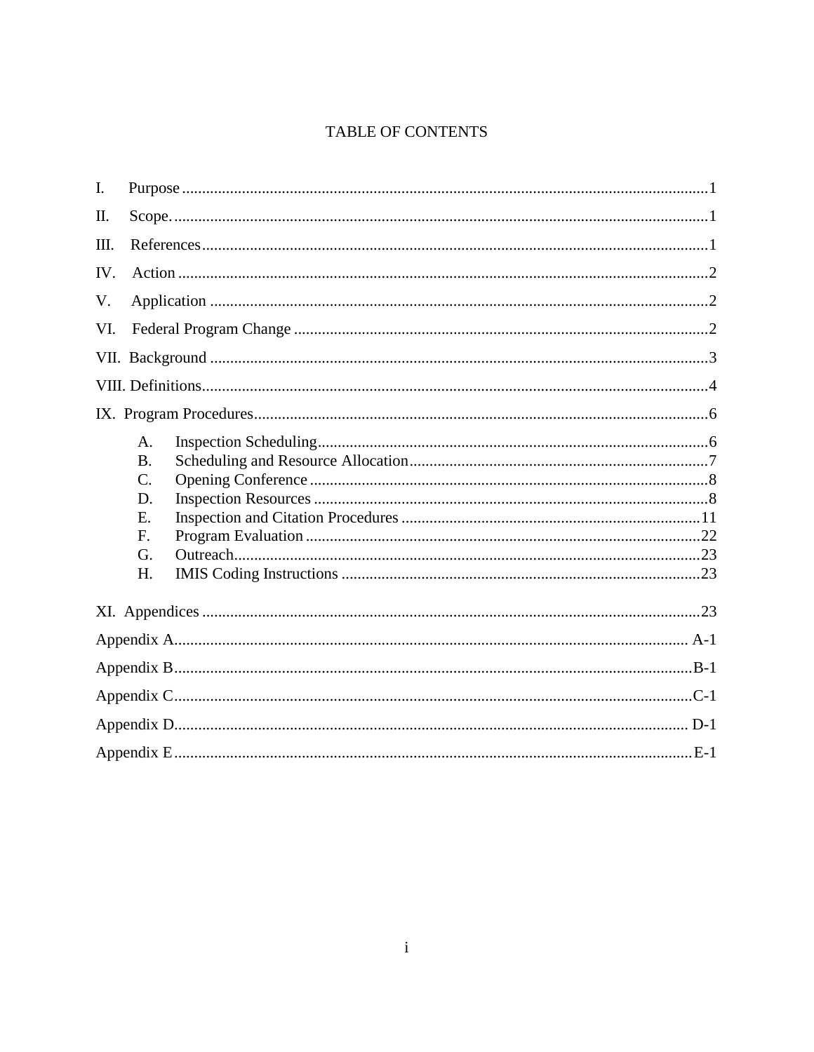# TABLE OF CONTENTS

I. Purpose ..... 1

II. Scope. ..... 1

III. References ..... 1

IV. Action ..... 2

V. Application ..... 2

VI. Federal Program Change ..... 2

VII. Background ..... 3

VIII. Definitions ..... 4

IX. Program Procedures ..... 6

- A. Inspection Scheduling ..... 6
- B. Scheduling and Resource Allocation ..... 7
- C. Opening Conference ..... 8
- D. Inspection Resources ..... 8
- E. Inspection and Citation Procedures ..... 11
- F. Program Evaluation ..... 22
- G. Outreach ..... 23
- H. IMIS Coding Instructions ..... 23

XI. Appendices ..... 23

Appendix A ..... A-1

Appendix B ..... B-1

Appendix C ..... C-1

Appendix D ..... D-1

Appendix E ..... E-1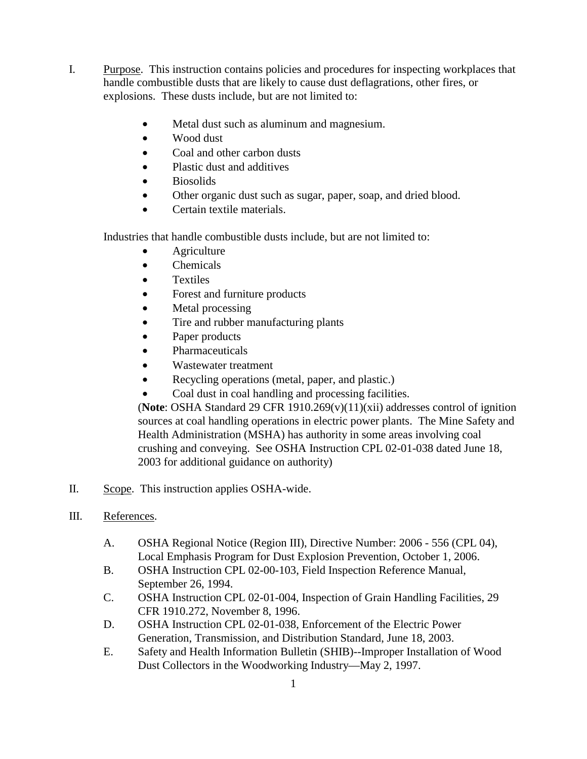I. <u>Purpose</u>. This instruction contains policies and procedures for inspecting workplaces that handle combustible dusts that are likely to cause dust deflagrations, other fires, or explosions. These dusts include, but are not limited to:

- Metal dust such as aluminum and magnesium.
- Wood dust
- Coal and other carbon dusts
- Plastic dust and additives
- Biosolids
- Other organic dust such as sugar, paper, soap, and dried blood.
- Certain textile materials.

Industries that handle combustible dusts include, but are not limited to:

- Agriculture
- Chemicals
- Textiles
- Forest and furniture products
- Metal processing
- Tire and rubber manufacturing plants
- Paper products
- Pharmaceuticals
- Wastewater treatment
- Recycling operations (metal, paper, and plastic.)
- Coal dust in coal handling and processing facilities.

(**Note**: OSHA Standard 29 CFR 1910.269(v)(11)(xii) addresses control of ignition sources at coal handling operations in electric power plants. The Mine Safety and Health Administration (MSHA) has authority in some areas involving coal crushing and conveying. See OSHA Instruction CPL 02-01-038 dated June 18, 2003 for additional guidance on authority)

II. <u>Scope</u>. This instruction applies OSHA-wide.

III. <u>References</u>.

A. OSHA Regional Notice (Region III), Directive Number: 2006 - 556 (CPL 04), Local Emphasis Program for Dust Explosion Prevention, October 1, 2006.

B. OSHA Instruction CPL 02-00-103, Field Inspection Reference Manual, September 26, 1994.

C. OSHA Instruction CPL 02-01-004, Inspection of Grain Handling Facilities, 29 CFR 1910.272, November 8, 1996.

D. OSHA Instruction CPL 02-01-038, Enforcement of the Electric Power Generation, Transmission, and Distribution Standard, June 18, 2003.

E. Safety and Health Information Bulletin (SHIB)--Improper Installation of Wood Dust Collectors in the Woodworking Industry—May 2, 1997.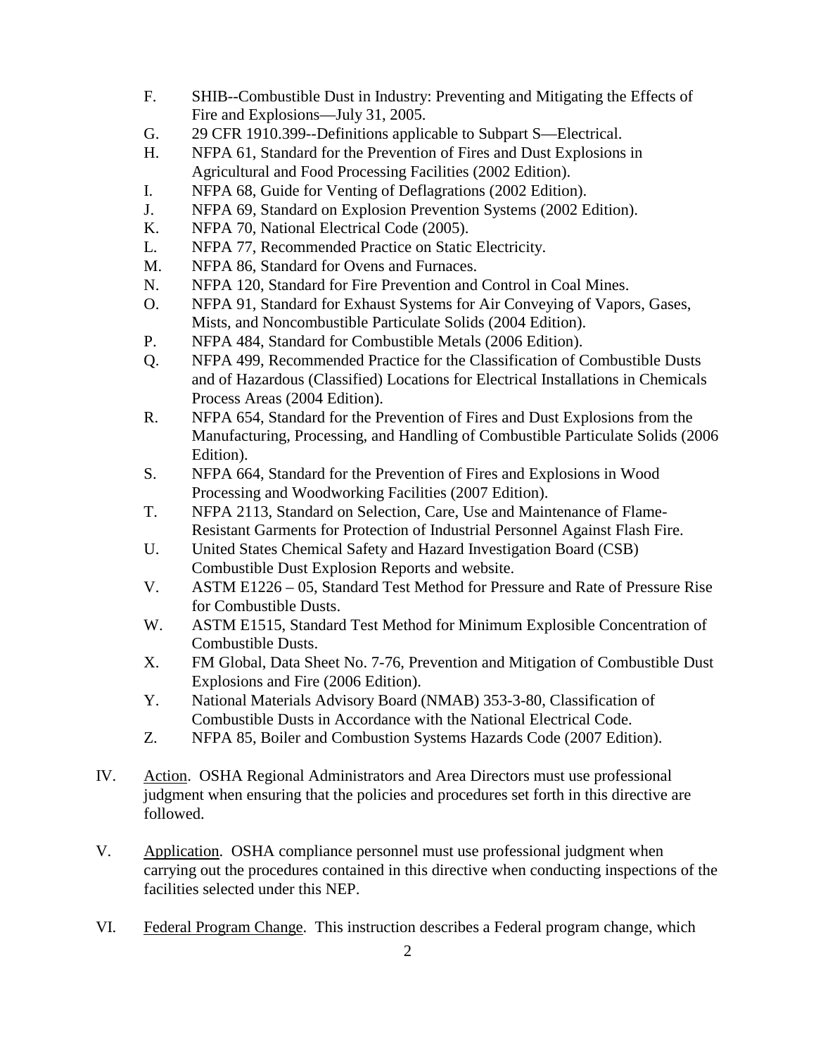F. SHIB--Combustible Dust in Industry: Preventing and Mitigating the Effects of Fire and Explosions—July 31, 2005.

G. 29 CFR 1910.399--Definitions applicable to Subpart S—Electrical.

H. NFPA 61, Standard for the Prevention of Fires and Dust Explosions in Agricultural and Food Processing Facilities (2002 Edition).

I. NFPA 68, Guide for Venting of Deflagrations (2002 Edition).

J. NFPA 69, Standard on Explosion Prevention Systems (2002 Edition).

K. NFPA 70, National Electrical Code (2005).

L. NFPA 77, Recommended Practice on Static Electricity.

M. NFPA 86, Standard for Ovens and Furnaces.

N. NFPA 120, Standard for Fire Prevention and Control in Coal Mines.

O. NFPA 91, Standard for Exhaust Systems for Air Conveying of Vapors, Gases, Mists, and Noncombustible Particulate Solids (2004 Edition).

P. NFPA 484, Standard for Combustible Metals (2006 Edition).

Q. NFPA 499, Recommended Practice for the Classification of Combustible Dusts and of Hazardous (Classified) Locations for Electrical Installations in Chemicals Process Areas (2004 Edition).

R. NFPA 654, Standard for the Prevention of Fires and Dust Explosions from the Manufacturing, Processing, and Handling of Combustible Particulate Solids (2006 Edition).

S. NFPA 664, Standard for the Prevention of Fires and Explosions in Wood Processing and Woodworking Facilities (2007 Edition).

T. NFPA 2113, Standard on Selection, Care, Use and Maintenance of Flame-Resistant Garments for Protection of Industrial Personnel Against Flash Fire.

U. United States Chemical Safety and Hazard Investigation Board (CSB) Combustible Dust Explosion Reports and website.

V. ASTM E1226 – 05, Standard Test Method for Pressure and Rate of Pressure Rise for Combustible Dusts.

W. ASTM E1515, Standard Test Method for Minimum Explosible Concentration of Combustible Dusts.

X. FM Global, Data Sheet No. 7-76, Prevention and Mitigation of Combustible Dust Explosions and Fire (2006 Edition).

Y. National Materials Advisory Board (NMAB) 353-3-80, Classification of Combustible Dusts in Accordance with the National Electrical Code.

Z. NFPA 85, Boiler and Combustion Systems Hazards Code (2007 Edition).

IV. Action. OSHA Regional Administrators and Area Directors must use professional judgment when ensuring that the policies and procedures set forth in this directive are followed.

V. Application. OSHA compliance personnel must use professional judgment when carrying out the procedures contained in this directive when conducting inspections of the facilities selected under this NEP.

VI. Federal Program Change. This instruction describes a Federal program change, which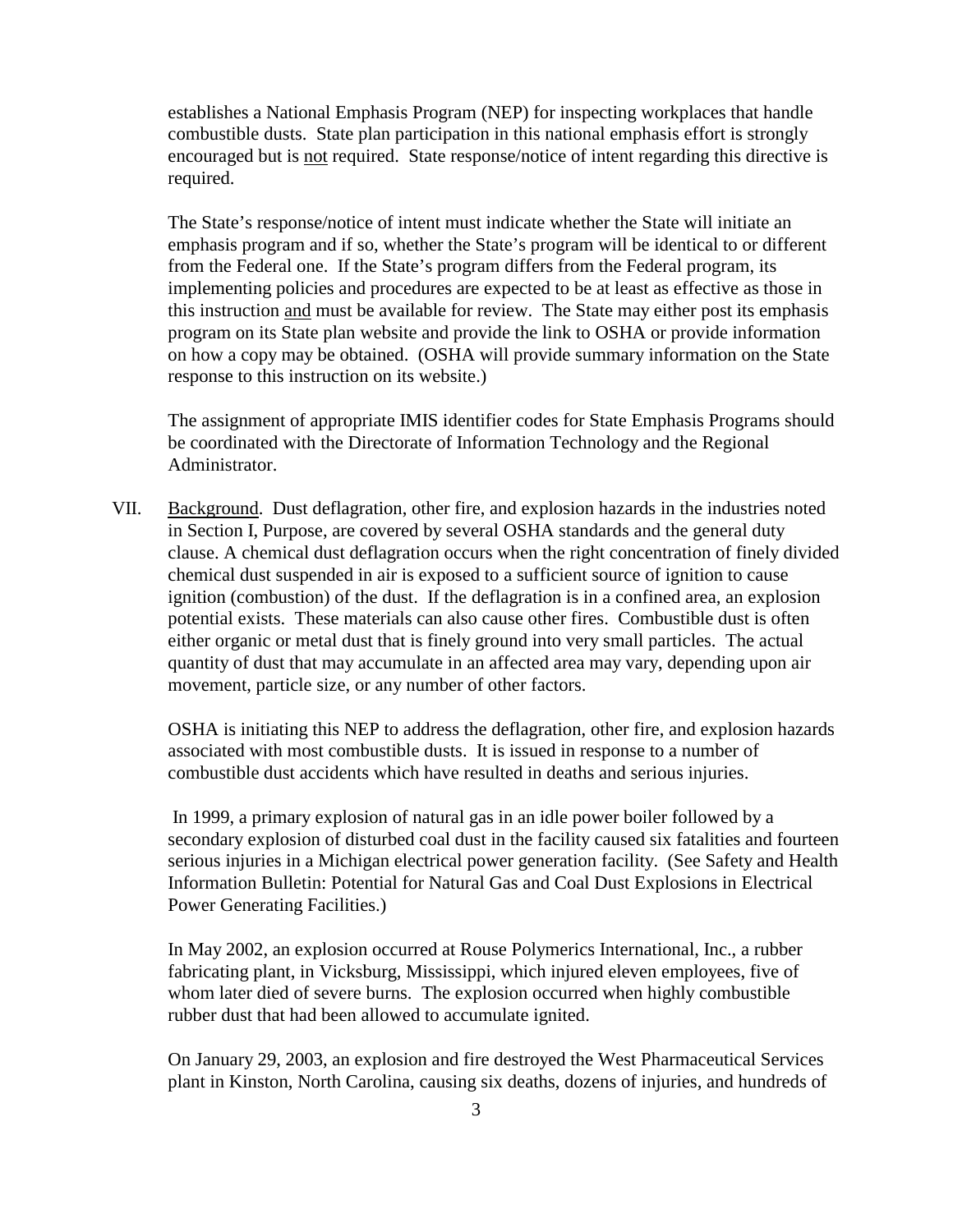establishes a National Emphasis Program (NEP) for inspecting workplaces that handle combustible dusts. State plan participation in this national emphasis effort is strongly encouraged but is not required. State response/notice of intent regarding this directive is required.

The State's response/notice of intent must indicate whether the State will initiate an emphasis program and if so, whether the State's program will be identical to or different from the Federal one. If the State's program differs from the Federal program, its implementing policies and procedures are expected to be at least as effective as those in this instruction and must be available for review. The State may either post its emphasis program on its State plan website and provide the link to OSHA or provide information on how a copy may be obtained. (OSHA will provide summary information on the State response to this instruction on its website.)

The assignment of appropriate IMIS identifier codes for State Emphasis Programs should be coordinated with the Directorate of Information Technology and the Regional Administrator.

VII. Background. Dust deflagration, other fire, and explosion hazards in the industries noted in Section I, Purpose, are covered by several OSHA standards and the general duty clause. A chemical dust deflagration occurs when the right concentration of finely divided chemical dust suspended in air is exposed to a sufficient source of ignition to cause ignition (combustion) of the dust. If the deflagration is in a confined area, an explosion potential exists. These materials can also cause other fires. Combustible dust is often either organic or metal dust that is finely ground into very small particles. The actual quantity of dust that may accumulate in an affected area may vary, depending upon air movement, particle size, or any number of other factors.

OSHA is initiating this NEP to address the deflagration, other fire, and explosion hazards associated with most combustible dusts. It is issued in response to a number of combustible dust accidents which have resulted in deaths and serious injuries.

In 1999, a primary explosion of natural gas in an idle power boiler followed by a secondary explosion of disturbed coal dust in the facility caused six fatalities and fourteen serious injuries in a Michigan electrical power generation facility. (See Safety and Health Information Bulletin: Potential for Natural Gas and Coal Dust Explosions in Electrical Power Generating Facilities.)

In May 2002, an explosion occurred at Rouse Polymerics International, Inc., a rubber fabricating plant, in Vicksburg, Mississippi, which injured eleven employees, five of whom later died of severe burns. The explosion occurred when highly combustible rubber dust that had been allowed to accumulate ignited.

On January 29, 2003, an explosion and fire destroyed the West Pharmaceutical Services plant in Kinston, North Carolina, causing six deaths, dozens of injuries, and hundreds of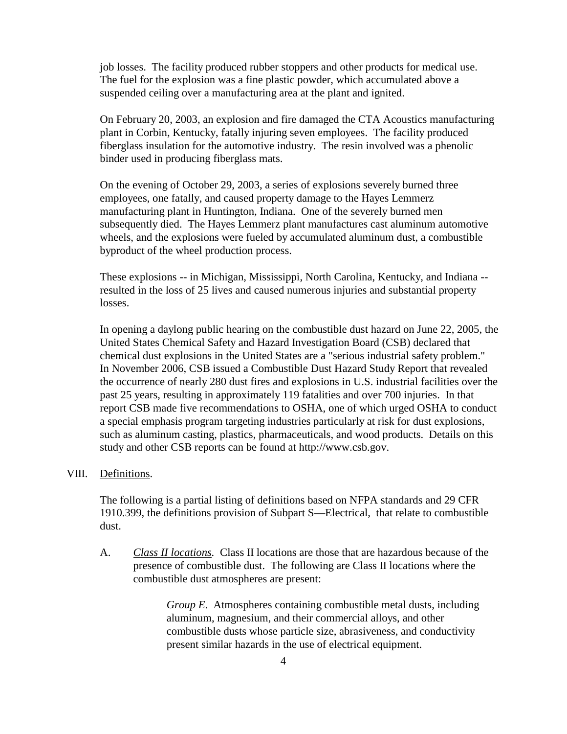job losses. The facility produced rubber stoppers and other products for medical use. The fuel for the explosion was a fine plastic powder, which accumulated above a suspended ceiling over a manufacturing area at the plant and ignited.

On February 20, 2003, an explosion and fire damaged the CTA Acoustics manufacturing plant in Corbin, Kentucky, fatally injuring seven employees. The facility produced fiberglass insulation for the automotive industry. The resin involved was a phenolic binder used in producing fiberglass mats.

On the evening of October 29, 2003, a series of explosions severely burned three employees, one fatally, and caused property damage to the Hayes Lemmerz manufacturing plant in Huntington, Indiana. One of the severely burned men subsequently died. The Hayes Lemmerz plant manufactures cast aluminum automotive wheels, and the explosions were fueled by accumulated aluminum dust, a combustible byproduct of the wheel production process.

These explosions -- in Michigan, Mississippi, North Carolina, Kentucky, and Indiana -- resulted in the loss of 25 lives and caused numerous injuries and substantial property losses.

In opening a daylong public hearing on the combustible dust hazard on June 22, 2005, the United States Chemical Safety and Hazard Investigation Board (CSB) declared that chemical dust explosions in the United States are a "serious industrial safety problem." In November 2006, CSB issued a Combustible Dust Hazard Study Report that revealed the occurrence of nearly 280 dust fires and explosions in U.S. industrial facilities over the past 25 years, resulting in approximately 119 fatalities and over 700 injuries. In that report CSB made five recommendations to OSHA, one of which urged OSHA to conduct a special emphasis program targeting industries particularly at risk for dust explosions, such as aluminum casting, plastics, pharmaceuticals, and wood products. Details on this study and other CSB reports can be found at http://www.csb.gov.

## VIII. Definitions.

The following is a partial listing of definitions based on NFPA standards and 29 CFR 1910.399, the definitions provision of Subpart S—Electrical, that relate to combustible dust.

A. *Class II locations.* Class II locations are those that are hazardous because of the presence of combustible dust. The following are Class II locations where the combustible dust atmospheres are present:

> *Group E*. Atmospheres containing combustible metal dusts, including aluminum, magnesium, and their commercial alloys, and other combustible dusts whose particle size, abrasiveness, and conductivity present similar hazards in the use of electrical equipment.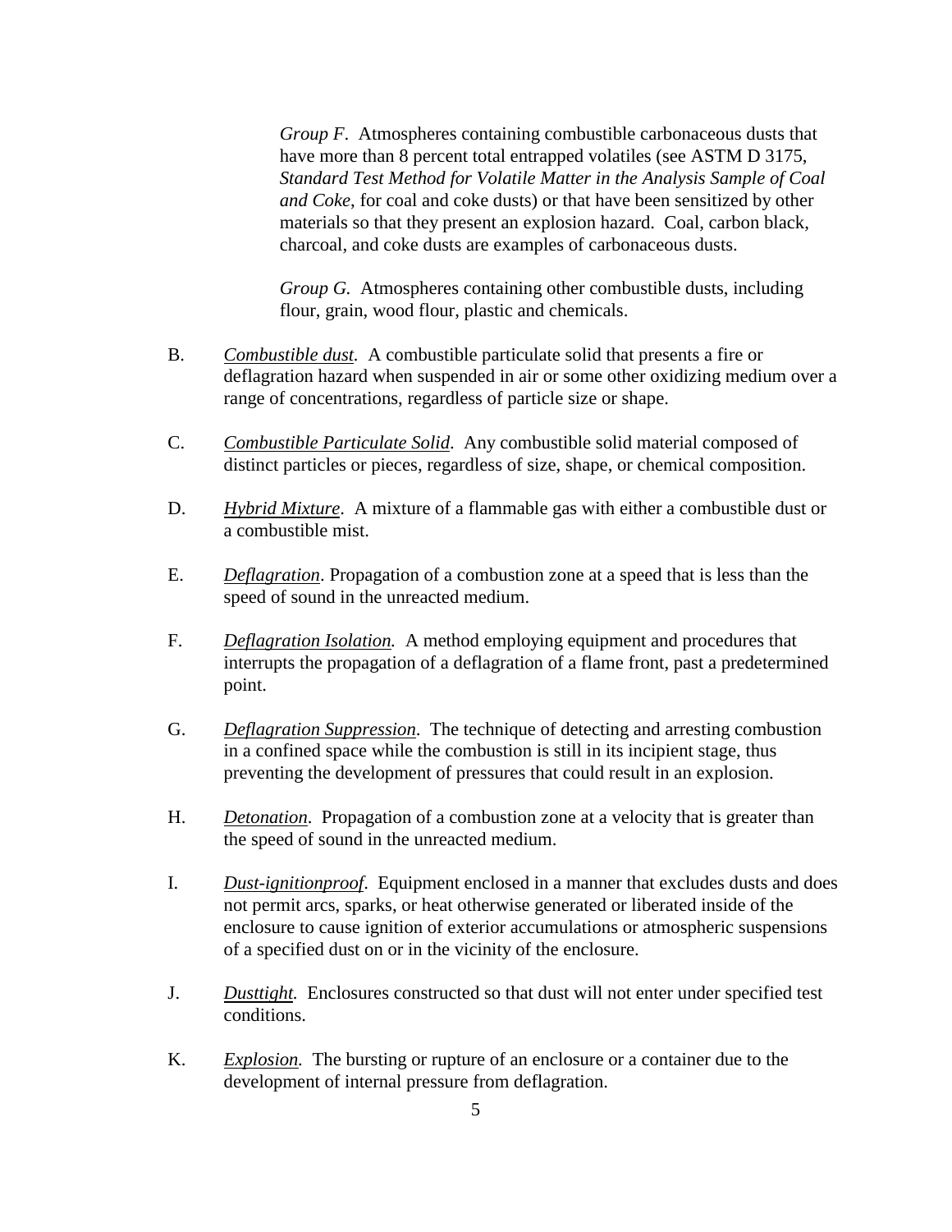*Group F*. Atmospheres containing combustible carbonaceous dusts that have more than 8 percent total entrapped volatiles (see ASTM D 3175, *Standard Test Method for Volatile Matter in the Analysis Sample of Coal and Coke*, for coal and coke dusts) or that have been sensitized by other materials so that they present an explosion hazard. Coal, carbon black, charcoal, and coke dusts are examples of carbonaceous dusts.

*Group G.* Atmospheres containing other combustible dusts, including flour, grain, wood flour, plastic and chemicals.

B. *Combustible dust.* A combustible particulate solid that presents a fire or deflagration hazard when suspended in air or some other oxidizing medium over a range of concentrations, regardless of particle size or shape.

C. *Combustible Particulate Solid*. Any combustible solid material composed of distinct particles or pieces, regardless of size, shape, or chemical composition.

D. *Hybrid Mixture*. A mixture of a flammable gas with either a combustible dust or a combustible mist.

E. *Deflagration*. Propagation of a combustion zone at a speed that is less than the speed of sound in the unreacted medium.

F. *Deflagration Isolation.* A method employing equipment and procedures that interrupts the propagation of a deflagration of a flame front, past a predetermined point.

G. *Deflagration Suppression*. The technique of detecting and arresting combustion in a confined space while the combustion is still in its incipient stage, thus preventing the development of pressures that could result in an explosion.

H. *Detonation*. Propagation of a combustion zone at a velocity that is greater than the speed of sound in the unreacted medium.

I. *Dust-ignitionproof*. Equipment enclosed in a manner that excludes dusts and does not permit arcs, sparks, or heat otherwise generated or liberated inside of the enclosure to cause ignition of exterior accumulations or atmospheric suspensions of a specified dust on or in the vicinity of the enclosure.

J. *Dusttight.* Enclosures constructed so that dust will not enter under specified test conditions.

K. *Explosion.* The bursting or rupture of an enclosure or a container due to the development of internal pressure from deflagration.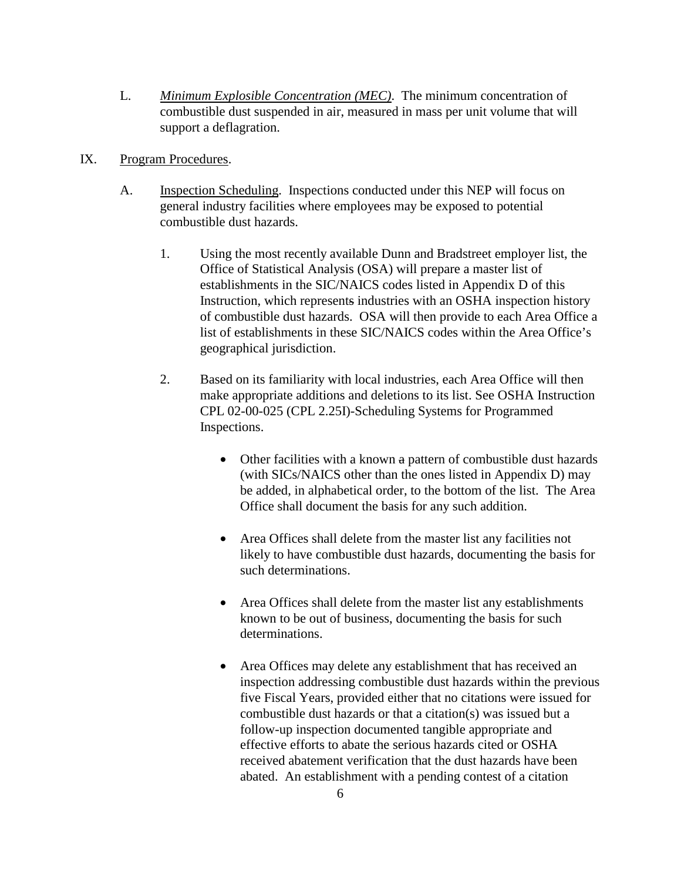L. *Minimum Explosible Concentration (MEC)*. The minimum concentration of combustible dust suspended in air, measured in mass per unit volume that will support a deflagration.

IX. Program Procedures.

A. Inspection Scheduling. Inspections conducted under this NEP will focus on general industry facilities where employees may be exposed to potential combustible dust hazards.

1. Using the most recently available Dunn and Bradstreet employer list, the Office of Statistical Analysis (OSA) will prepare a master list of establishments in the SIC/NAICS codes listed in Appendix D of this Instruction, which represents industries with an OSHA inspection history of combustible dust hazards. OSA will then provide to each Area Office a list of establishments in these SIC/NAICS codes within the Area Office's geographical jurisdiction.

2. Based on its familiarity with local industries, each Area Office will then make appropriate additions and deletions to its list. See OSHA Instruction CPL 02-00-025 (CPL 2.25I)-Scheduling Systems for Programmed Inspections.

- Other facilities with a known a pattern of combustible dust hazards (with SICs/NAICS other than the ones listed in Appendix D) may be added, in alphabetical order, to the bottom of the list. The Area Office shall document the basis for any such addition.

- Area Offices shall delete from the master list any facilities not likely to have combustible dust hazards, documenting the basis for such determinations.

- Area Offices shall delete from the master list any establishments known to be out of business, documenting the basis for such determinations.

- Area Offices may delete any establishment that has received an inspection addressing combustible dust hazards within the previous five Fiscal Years, provided either that no citations were issued for combustible dust hazards or that a citation(s) was issued but a follow-up inspection documented tangible appropriate and effective efforts to abate the serious hazards cited or OSHA received abatement verification that the dust hazards have been abated. An establishment with a pending contest of a citation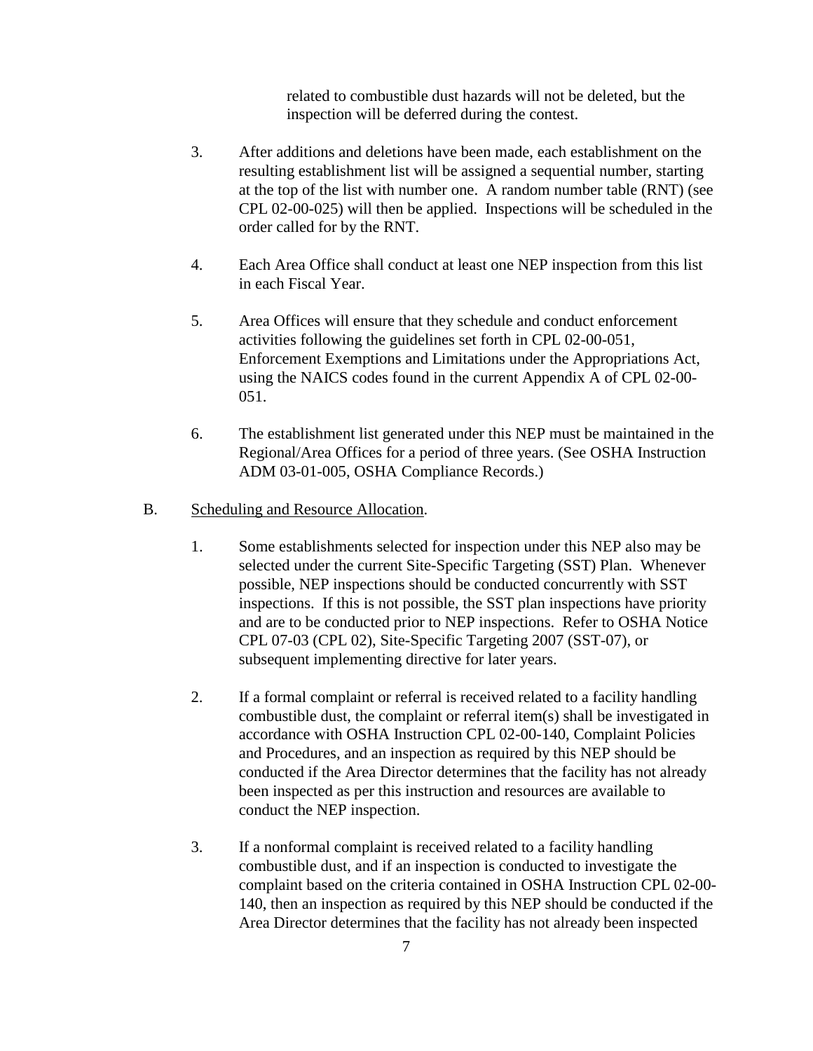related to combustible dust hazards will not be deleted, but the inspection will be deferred during the contest.

3. After additions and deletions have been made, each establishment on the resulting establishment list will be assigned a sequential number, starting at the top of the list with number one. A random number table (RNT) (see CPL 02-00-025) will then be applied. Inspections will be scheduled in the order called for by the RNT.

4. Each Area Office shall conduct at least one NEP inspection from this list in each Fiscal Year.

5. Area Offices will ensure that they schedule and conduct enforcement activities following the guidelines set forth in CPL 02-00-051, Enforcement Exemptions and Limitations under the Appropriations Act, using the NAICS codes found in the current Appendix A of CPL 02-00-051.

6. The establishment list generated under this NEP must be maintained in the Regional/Area Offices for a period of three years. (See OSHA Instruction ADM 03-01-005, OSHA Compliance Records.)

B. Scheduling and Resource Allocation.

1. Some establishments selected for inspection under this NEP also may be selected under the current Site-Specific Targeting (SST) Plan. Whenever possible, NEP inspections should be conducted concurrently with SST inspections. If this is not possible, the SST plan inspections have priority and are to be conducted prior to NEP inspections. Refer to OSHA Notice CPL 07-03 (CPL 02), Site-Specific Targeting 2007 (SST-07), or subsequent implementing directive for later years.

2. If a formal complaint or referral is received related to a facility handling combustible dust, the complaint or referral item(s) shall be investigated in accordance with OSHA Instruction CPL 02-00-140, Complaint Policies and Procedures, and an inspection as required by this NEP should be conducted if the Area Director determines that the facility has not already been inspected as per this instruction and resources are available to conduct the NEP inspection.

3. If a nonformal complaint is received related to a facility handling combustible dust, and if an inspection is conducted to investigate the complaint based on the criteria contained in OSHA Instruction CPL 02-00-140, then an inspection as required by this NEP should be conducted if the Area Director determines that the facility has not already been inspected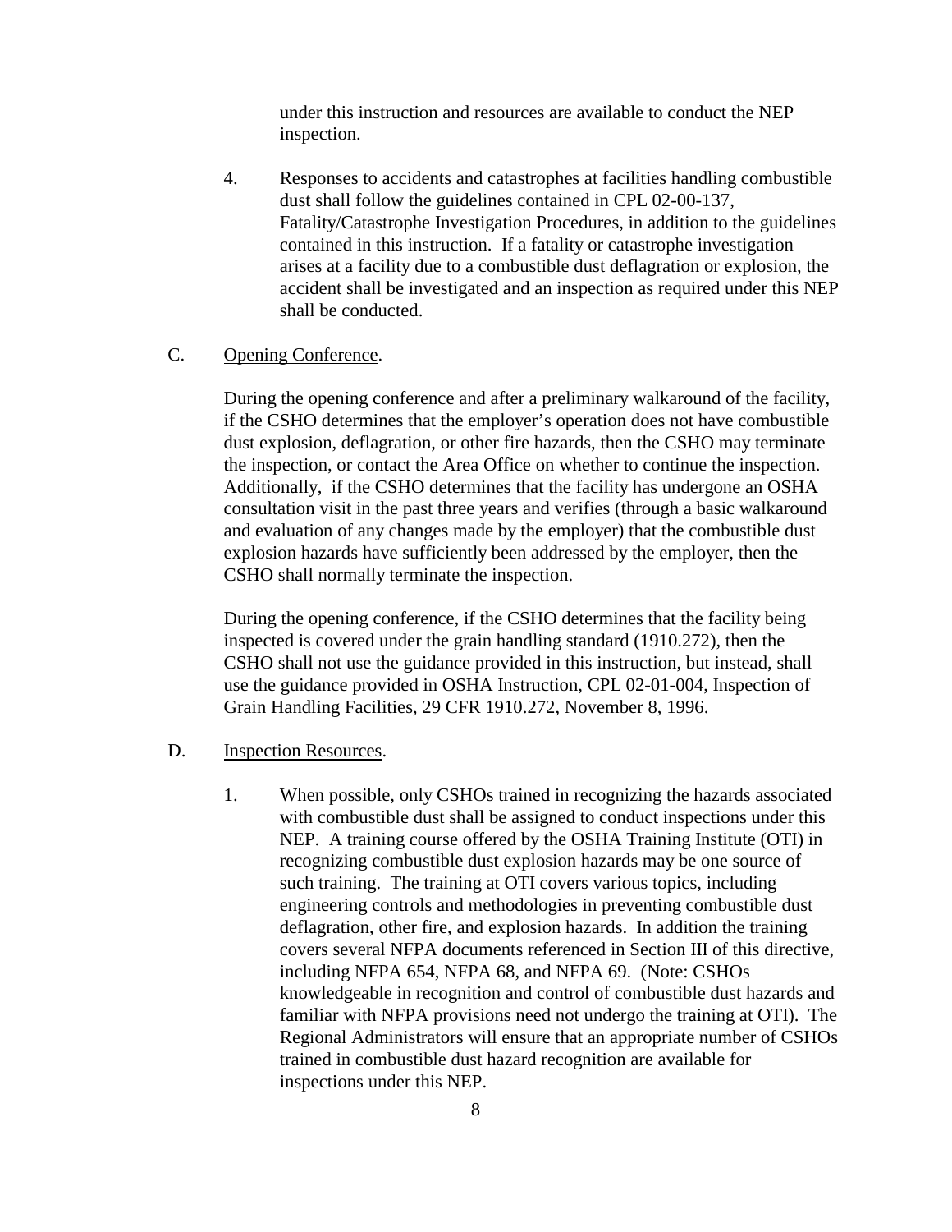under this instruction and resources are available to conduct the NEP inspection.

4. Responses to accidents and catastrophes at facilities handling combustible dust shall follow the guidelines contained in CPL 02-00-137, Fatality/Catastrophe Investigation Procedures, in addition to the guidelines contained in this instruction. If a fatality or catastrophe investigation arises at a facility due to a combustible dust deflagration or explosion, the accident shall be investigated and an inspection as required under this NEP shall be conducted.

C. Opening Conference.

During the opening conference and after a preliminary walkaround of the facility, if the CSHO determines that the employer's operation does not have combustible dust explosion, deflagration, or other fire hazards, then the CSHO may terminate the inspection, or contact the Area Office on whether to continue the inspection. Additionally, if the CSHO determines that the facility has undergone an OSHA consultation visit in the past three years and verifies (through a basic walkaround and evaluation of any changes made by the employer) that the combustible dust explosion hazards have sufficiently been addressed by the employer, then the CSHO shall normally terminate the inspection.

During the opening conference, if the CSHO determines that the facility being inspected is covered under the grain handling standard (1910.272), then the CSHO shall not use the guidance provided in this instruction, but instead, shall use the guidance provided in OSHA Instruction, CPL 02-01-004, Inspection of Grain Handling Facilities, 29 CFR 1910.272, November 8, 1996.

D. Inspection Resources.

1. When possible, only CSHOs trained in recognizing the hazards associated with combustible dust shall be assigned to conduct inspections under this NEP. A training course offered by the OSHA Training Institute (OTI) in recognizing combustible dust explosion hazards may be one source of such training. The training at OTI covers various topics, including engineering controls and methodologies in preventing combustible dust deflagration, other fire, and explosion hazards. In addition the training covers several NFPA documents referenced in Section III of this directive, including NFPA 654, NFPA 68, and NFPA 69. (Note: CSHOs knowledgeable in recognition and control of combustible dust hazards and familiar with NFPA provisions need not undergo the training at OTI). The Regional Administrators will ensure that an appropriate number of CSHOs trained in combustible dust hazard recognition are available for inspections under this NEP.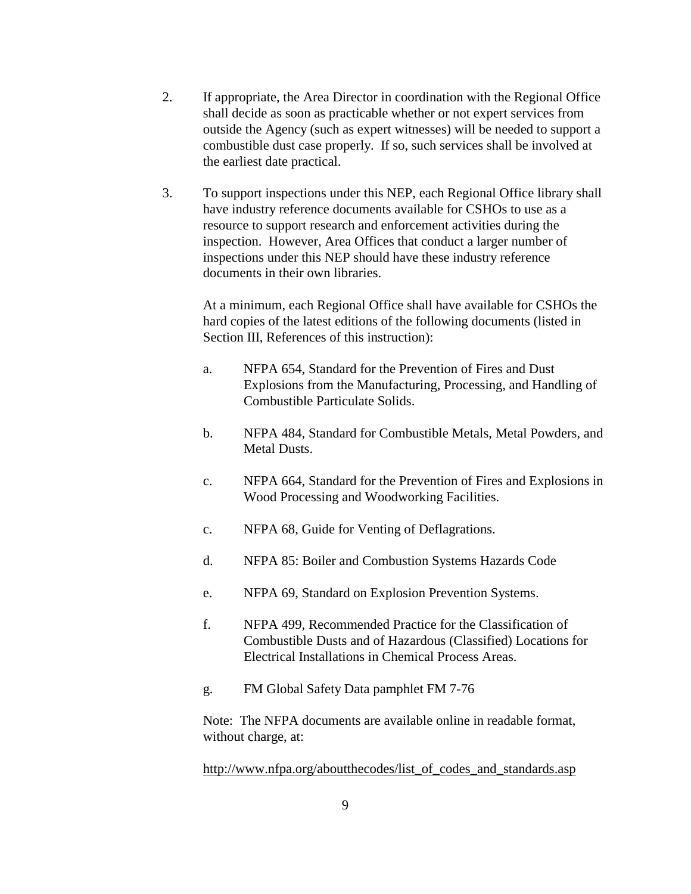2. If appropriate, the Area Director in coordination with the Regional Office shall decide as soon as practicable whether or not expert services from outside the Agency (such as expert witnesses) will be needed to support a combustible dust case properly. If so, such services shall be involved at the earliest date practical.

3. To support inspections under this NEP, each Regional Office library shall have industry reference documents available for CSHOs to use as a resource to support research and enforcement activities during the inspection. However, Area Offices that conduct a larger number of inspections under this NEP should have these industry reference documents in their own libraries.

   At a minimum, each Regional Office shall have available for CSHOs the hard copies of the latest editions of the following documents (listed in Section III, References of this instruction):

   a. NFPA 654, Standard for the Prevention of Fires and Dust Explosions from the Manufacturing, Processing, and Handling of Combustible Particulate Solids.

   b. NFPA 484, Standard for Combustible Metals, Metal Powders, and Metal Dusts.

   c. NFPA 664, Standard for the Prevention of Fires and Explosions in Wood Processing and Woodworking Facilities.

   c. NFPA 68, Guide for Venting of Deflagrations.

   d. NFPA 85: Boiler and Combustion Systems Hazards Code

   e. NFPA 69, Standard on Explosion Prevention Systems.

   f. NFPA 499, Recommended Practice for the Classification of Combustible Dusts and of Hazardous (Classified) Locations for Electrical Installations in Chemical Process Areas.

   g. FM Global Safety Data pamphlet FM 7-76

   Note: The NFPA documents are available online in readable format, without charge, at:

   http://www.nfpa.org/aboutthecodes/list_of_codes_and_standards.asp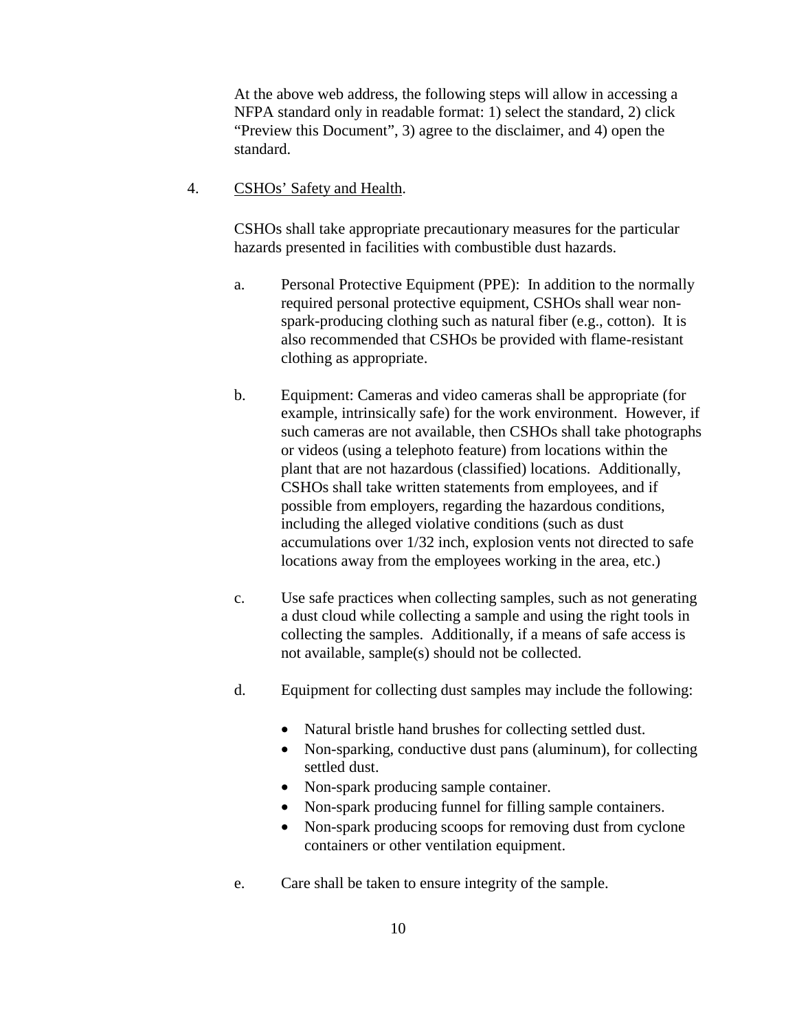At the above web address, the following steps will allow in accessing a NFPA standard only in readable format: 1) select the standard, 2) click "Preview this Document", 3) agree to the disclaimer, and 4) open the standard.

4. CSHOs' Safety and Health.

   CSHOs shall take appropriate precautionary measures for the particular hazards presented in facilities with combustible dust hazards.

   a. Personal Protective Equipment (PPE): In addition to the normally required personal protective equipment, CSHOs shall wear non-spark-producing clothing such as natural fiber (e.g., cotton). It is also recommended that CSHOs be provided with flame-resistant clothing as appropriate.

   b. Equipment: Cameras and video cameras shall be appropriate (for example, intrinsically safe) for the work environment. However, if such cameras are not available, then CSHOs shall take photographs or videos (using a telephoto feature) from locations within the plant that are not hazardous (classified) locations. Additionally, CSHOs shall take written statements from employees, and if possible from employers, regarding the hazardous conditions, including the alleged violative conditions (such as dust accumulations over 1/32 inch, explosion vents not directed to safe locations away from the employees working in the area, etc.)

   c. Use safe practices when collecting samples, such as not generating a dust cloud while collecting a sample and using the right tools in collecting the samples. Additionally, if a means of safe access is not available, sample(s) should not be collected.

   d. Equipment for collecting dust samples may include the following:

      - Natural bristle hand brushes for collecting settled dust.
      - Non-sparking, conductive dust pans (aluminum), for collecting settled dust.
      - Non-spark producing sample container.
      - Non-spark producing funnel for filling sample containers.
      - Non-spark producing scoops for removing dust from cyclone containers or other ventilation equipment.

   e. Care shall be taken to ensure integrity of the sample.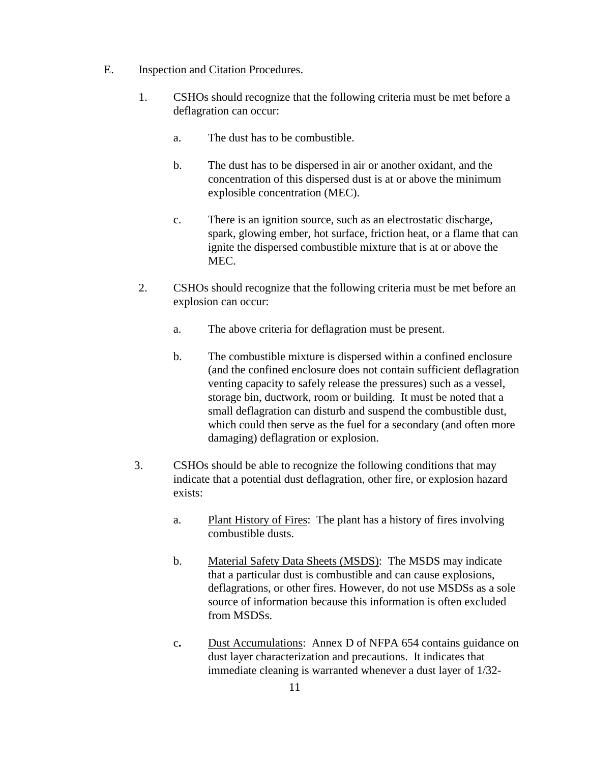E. Inspection and Citation Procedures.

1. CSHOs should recognize that the following criteria must be met before a deflagration can occur:

   a. The dust has to be combustible.

   b. The dust has to be dispersed in air or another oxidant, and the concentration of this dispersed dust is at or above the minimum explosible concentration (MEC).

   c. There is an ignition source, such as an electrostatic discharge, spark, glowing ember, hot surface, friction heat, or a flame that can ignite the dispersed combustible mixture that is at or above the MEC.

2. CSHOs should recognize that the following criteria must be met before an explosion can occur:

   a. The above criteria for deflagration must be present.

   b. The combustible mixture is dispersed within a confined enclosure (and the confined enclosure does not contain sufficient deflagration venting capacity to safely release the pressures) such as a vessel, storage bin, ductwork, room or building. It must be noted that a small deflagration can disturb and suspend the combustible dust, which could then serve as the fuel for a secondary (and often more damaging) deflagration or explosion.

3. CSHOs should be able to recognize the following conditions that may indicate that a potential dust deflagration, other fire, or explosion hazard exists:

   a. Plant History of Fires: The plant has a history of fires involving combustible dusts.

   b. Material Safety Data Sheets (MSDS): The MSDS may indicate that a particular dust is combustible and can cause explosions, deflagrations, or other fires. However, do not use MSDSs as a sole source of information because this information is often excluded from MSDSs.

   c. Dust Accumulations: Annex D of NFPA 654 contains guidance on dust layer characterization and precautions. It indicates that immediate cleaning is warranted whenever a dust layer of 1/32-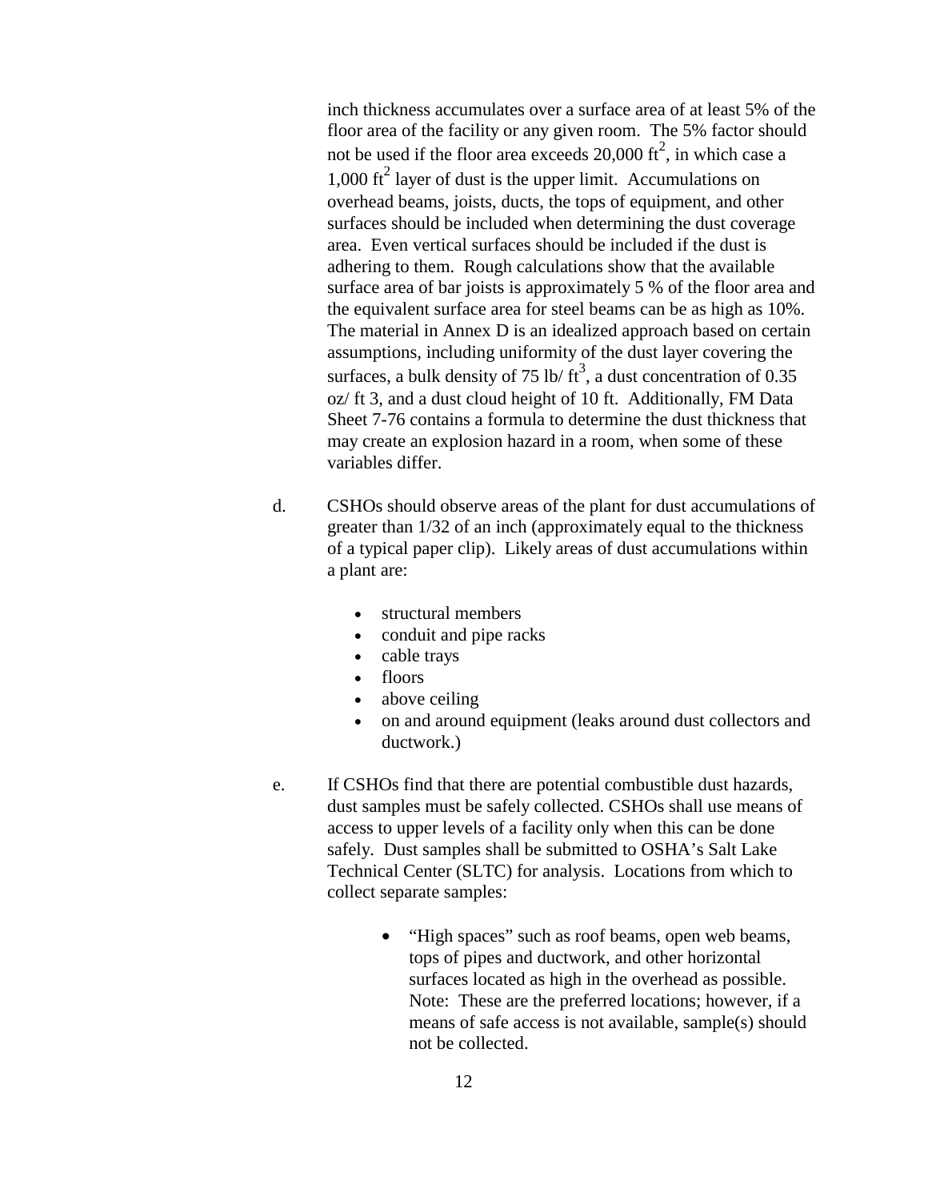inch thickness accumulates over a surface area of at least 5% of the floor area of the facility or any given room. The 5% factor should not be used if the floor area exceeds 20,000 $ft^2$, in which case a 1,000 $ft^2$ layer of dust is the upper limit. Accumulations on overhead beams, joists, ducts, the tops of equipment, and other surfaces should be included when determining the dust coverage area. Even vertical surfaces should be included if the dust is adhering to them. Rough calculations show that the available surface area of bar joists is approximately 5 % of the floor area and the equivalent surface area for steel beams can be as high as 10%. The material in Annex D is an idealized approach based on certain assumptions, including uniformity of the dust layer covering the surfaces, a bulk density of 75 lb/ $ft^3$, a dust concentration of 0.35 oz/ ft 3, and a dust cloud height of 10 ft. Additionally, FM Data Sheet 7-76 contains a formula to determine the dust thickness that may create an explosion hazard in a room, when some of these variables differ.

d. CSHOs should observe areas of the plant for dust accumulations of greater than 1/32 of an inch (approximately equal to the thickness of a typical paper clip). Likely areas of dust accumulations within a plant are:

- structural members
- conduit and pipe racks
- cable trays
- floors
- above ceiling
- on and around equipment (leaks around dust collectors and ductwork.)

e. If CSHOs find that there are potential combustible dust hazards, dust samples must be safely collected. CSHOs shall use means of access to upper levels of a facility only when this can be done safely. Dust samples shall be submitted to OSHA's Salt Lake Technical Center (SLTC) for analysis. Locations from which to collect separate samples:

- "High spaces" such as roof beams, open web beams, tops of pipes and ductwork, and other horizontal surfaces located as high in the overhead as possible. Note: These are the preferred locations; however, if a means of safe access is not available, sample(s) should not be collected.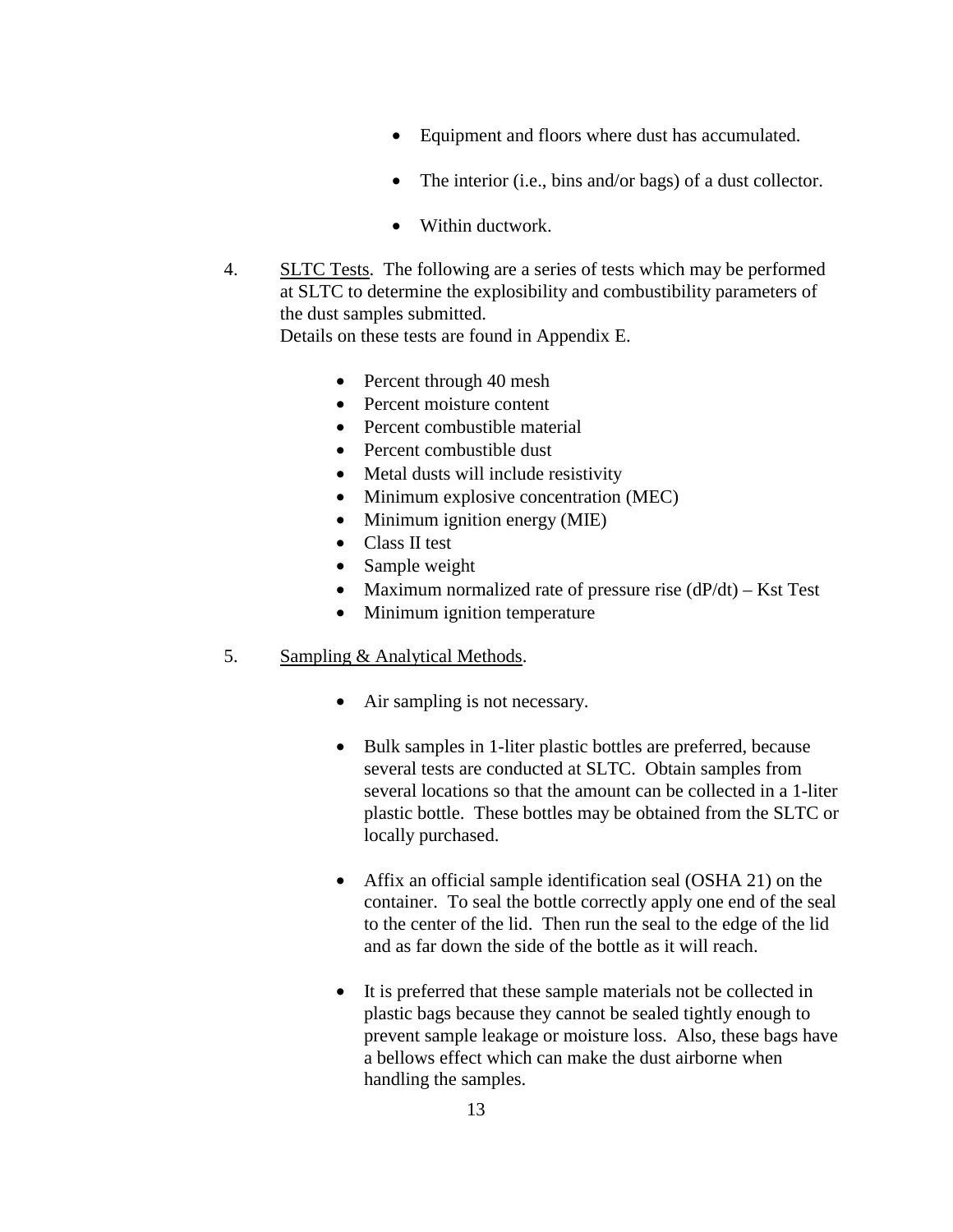- Equipment and floors where dust has accumulated.

- The interior (i.e., bins and/or bags) of a dust collector.

- Within ductwork.

4. <u>SLTC Tests</u>. The following are a series of tests which may be performed at SLTC to determine the explosibility and combustibility parameters of the dust samples submitted.
   Details on these tests are found in Appendix E.

   - Percent through 40 mesh
   - Percent moisture content
   - Percent combustible material
   - Percent combustible dust
   - Metal dusts will include resistivity
   - Minimum explosive concentration (MEC)
   - Minimum ignition energy (MIE)
   - Class II test
   - Sample weight
   - Maximum normalized rate of pressure rise (dP/dt) – Kst Test
   - Minimum ignition temperature

5. <u>Sampling & Analytical Methods</u>.

   - Air sampling is not necessary.

   - Bulk samples in 1-liter plastic bottles are preferred, because several tests are conducted at SLTC. Obtain samples from several locations so that the amount can be collected in a 1-liter plastic bottle. These bottles may be obtained from the SLTC or locally purchased.

   - Affix an official sample identification seal (OSHA 21) on the container. To seal the bottle correctly apply one end of the seal to the center of the lid. Then run the seal to the edge of the lid and as far down the side of the bottle as it will reach.

   - It is preferred that these sample materials not be collected in plastic bags because they cannot be sealed tightly enough to prevent sample leakage or moisture loss. Also, these bags have a bellows effect which can make the dust airborne when handling the samples.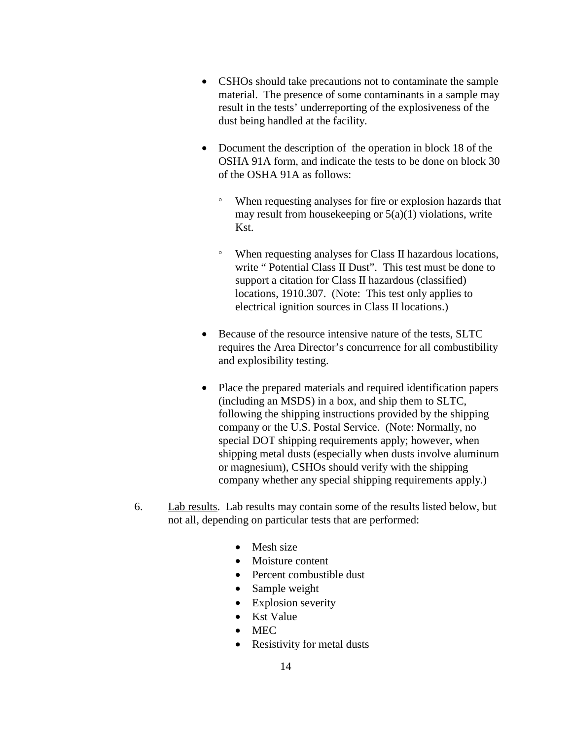- CSHOs should take precautions not to contaminate the sample material. The presence of some contaminants in a sample may result in the tests' underreporting of the explosiveness of the dust being handled at the facility.

- Document the description of the operation in block 18 of the OSHA 91A form, and indicate the tests to be done on block 30 of the OSHA 91A as follows:

  - When requesting analyses for fire or explosion hazards that may result from housekeeping or 5(a)(1) violations, write Kst.

  - When requesting analyses for Class II hazardous locations, write " Potential Class II Dust". This test must be done to support a citation for Class II hazardous (classified) locations, 1910.307. (Note: This test only applies to electrical ignition sources in Class II locations.)

- Because of the resource intensive nature of the tests, SLTC requires the Area Director's concurrence for all combustibility and explosibility testing.

- Place the prepared materials and required identification papers (including an MSDS) in a box, and ship them to SLTC, following the shipping instructions provided by the shipping company or the U.S. Postal Service. (Note: Normally, no special DOT shipping requirements apply; however, when shipping metal dusts (especially when dusts involve aluminum or magnesium), CSHOs should verify with the shipping company whether any special shipping requirements apply.)

6. Lab results. Lab results may contain some of the results listed below, but not all, depending on particular tests that are performed:

   - Mesh size
   - Moisture content
   - Percent combustible dust
   - Sample weight
   - Explosion severity
   - Kst Value
   - MEC
   - Resistivity for metal dusts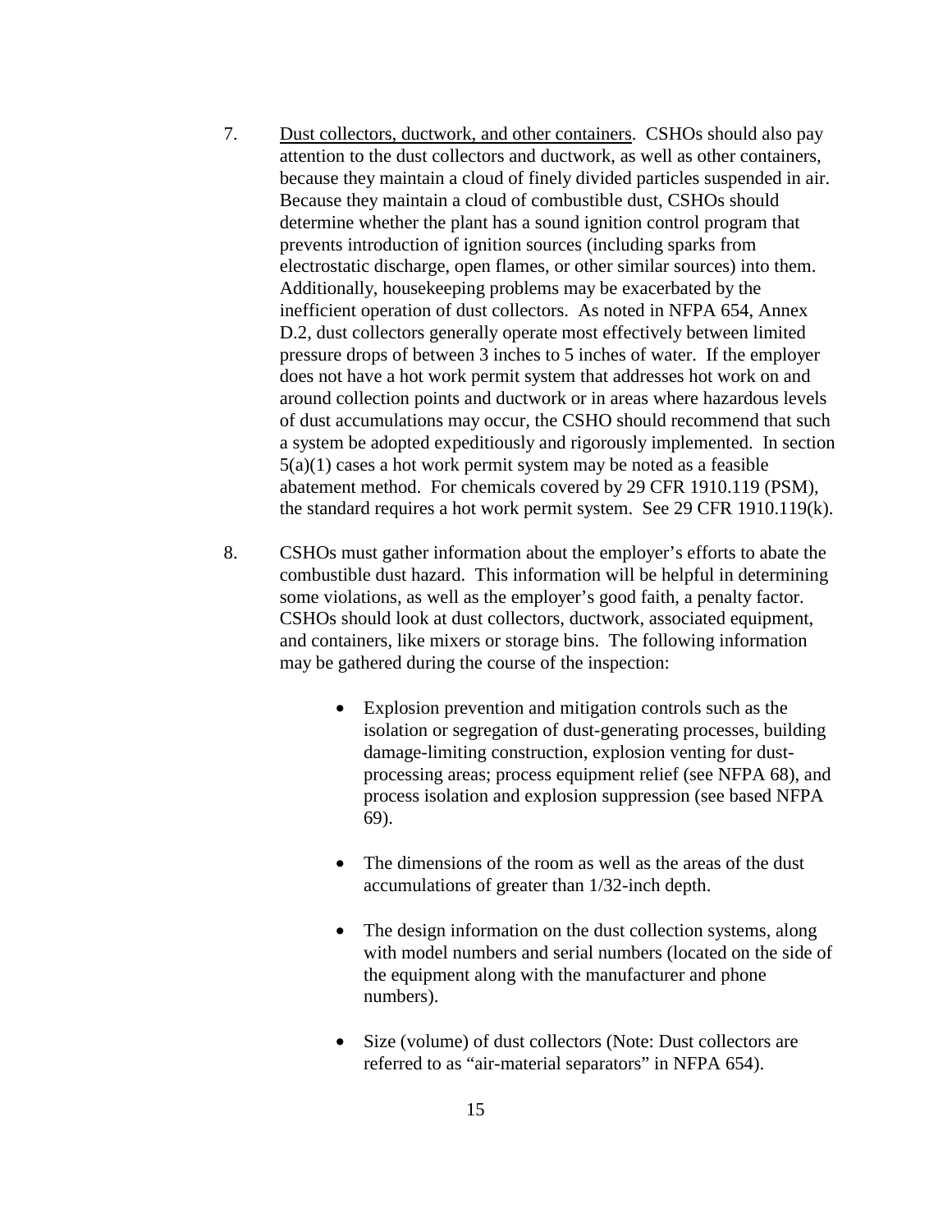7. Dust collectors, ductwork, and other containers. CSHOs should also pay attention to the dust collectors and ductwork, as well as other containers, because they maintain a cloud of finely divided particles suspended in air. Because they maintain a cloud of combustible dust, CSHOs should determine whether the plant has a sound ignition control program that prevents introduction of ignition sources (including sparks from electrostatic discharge, open flames, or other similar sources) into them. Additionally, housekeeping problems may be exacerbated by the inefficient operation of dust collectors. As noted in NFPA 654, Annex D.2, dust collectors generally operate most effectively between limited pressure drops of between 3 inches to 5 inches of water. If the employer does not have a hot work permit system that addresses hot work on and around collection points and ductwork or in areas where hazardous levels of dust accumulations may occur, the CSHO should recommend that such a system be adopted expeditiously and rigorously implemented. In section 5(a)(1) cases a hot work permit system may be noted as a feasible abatement method. For chemicals covered by 29 CFR 1910.119 (PSM), the standard requires a hot work permit system. See 29 CFR 1910.119(k).

8. CSHOs must gather information about the employer's efforts to abate the combustible dust hazard. This information will be helpful in determining some violations, as well as the employer's good faith, a penalty factor. CSHOs should look at dust collectors, ductwork, associated equipment, and containers, like mixers or storage bins. The following information may be gathered during the course of the inspection:

   - Explosion prevention and mitigation controls such as the isolation or segregation of dust-generating processes, building damage-limiting construction, explosion venting for dust-processing areas; process equipment relief (see NFPA 68), and process isolation and explosion suppression (see based NFPA 69).

   - The dimensions of the room as well as the areas of the dust accumulations of greater than 1/32-inch depth.

   - The design information on the dust collection systems, along with model numbers and serial numbers (located on the side of the equipment along with the manufacturer and phone numbers).

   - Size (volume) of dust collectors (Note: Dust collectors are referred to as "air-material separators" in NFPA 654).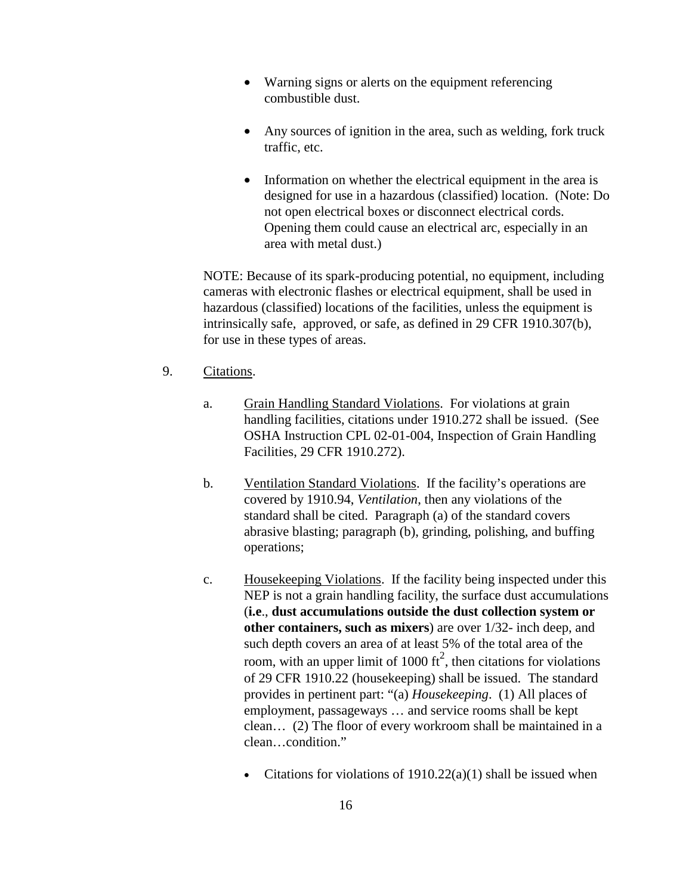- Warning signs or alerts on the equipment referencing combustible dust.

- Any sources of ignition in the area, such as welding, fork truck traffic, etc.

- Information on whether the electrical equipment in the area is designed for use in a hazardous (classified) location. (Note: Do not open electrical boxes or disconnect electrical cords. Opening them could cause an electrical arc, especially in an area with metal dust.)

NOTE: Because of its spark-producing potential, no equipment, including cameras with electronic flashes or electrical equipment, shall be used in hazardous (classified) locations of the facilities, unless the equipment is intrinsically safe, approved, or safe, as defined in 29 CFR 1910.307(b), for use in these types of areas.

9. Citations.

a. Grain Handling Standard Violations. For violations at grain handling facilities, citations under 1910.272 shall be issued. (See OSHA Instruction CPL 02-01-004, Inspection of Grain Handling Facilities, 29 CFR 1910.272).

b. Ventilation Standard Violations. If the facility's operations are covered by 1910.94, *Ventilation*, then any violations of the standard shall be cited. Paragraph (a) of the standard covers abrasive blasting; paragraph (b), grinding, polishing, and buffing operations;

c. Housekeeping Violations. If the facility being inspected under this NEP is not a grain handling facility, the surface dust accumulations (**i.e**., **dust accumulations outside the dust collection system or other containers, such as mixers**) are over 1/32- inch deep, and such depth covers an area of at least 5% of the total area of the room, with an upper limit of 1000 $ft^2$, then citations for violations of 29 CFR 1910.22 (housekeeping) shall be issued. The standard provides in pertinent part: "(a) *Housekeeping*. (1) All places of employment, passageways … and service rooms shall be kept clean… (2) The floor of every workroom shall be maintained in a clean…condition."

- Citations for violations of 1910.22(a)(1) shall be issued when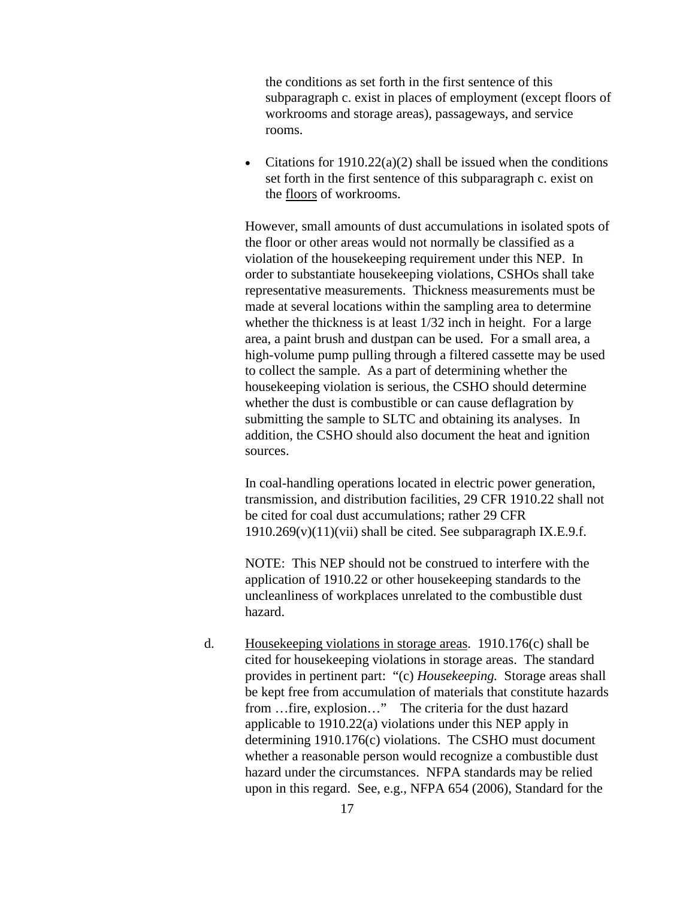the conditions as set forth in the first sentence of this subparagraph c. exist in places of employment (except floors of workrooms and storage areas), passageways, and service rooms.

- Citations for 1910.22(a)(2) shall be issued when the conditions set forth in the first sentence of this subparagraph c. exist on the floors of workrooms.

However, small amounts of dust accumulations in isolated spots of the floor or other areas would not normally be classified as a violation of the housekeeping requirement under this NEP. In order to substantiate housekeeping violations, CSHOs shall take representative measurements. Thickness measurements must be made at several locations within the sampling area to determine whether the thickness is at least 1/32 inch in height. For a large area, a paint brush and dustpan can be used. For a small area, a high-volume pump pulling through a filtered cassette may be used to collect the sample. As a part of determining whether the housekeeping violation is serious, the CSHO should determine whether the dust is combustible or can cause deflagration by submitting the sample to SLTC and obtaining its analyses. In addition, the CSHO should also document the heat and ignition sources.

In coal-handling operations located in electric power generation, transmission, and distribution facilities, 29 CFR 1910.22 shall not be cited for coal dust accumulations; rather 29 CFR 1910.269(v)(11)(vii) shall be cited. See subparagraph IX.E.9.f.

NOTE: This NEP should not be construed to interfere with the application of 1910.22 or other housekeeping standards to the uncleanliness of workplaces unrelated to the combustible dust hazard.

d. Housekeeping violations in storage areas. 1910.176(c) shall be cited for housekeeping violations in storage areas. The standard provides in pertinent part: "(c) *Housekeeping.* Storage areas shall be kept free from accumulation of materials that constitute hazards from …fire, explosion…" The criteria for the dust hazard applicable to 1910.22(a) violations under this NEP apply in determining 1910.176(c) violations. The CSHO must document whether a reasonable person would recognize a combustible dust hazard under the circumstances. NFPA standards may be relied upon in this regard. See, e.g., NFPA 654 (2006), Standard for the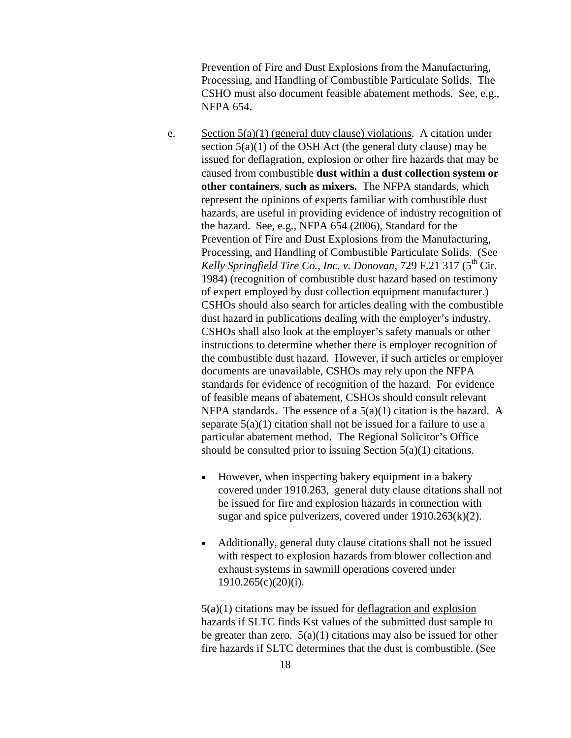Prevention of Fire and Dust Explosions from the Manufacturing, Processing, and Handling of Combustible Particulate Solids. The CSHO must also document feasible abatement methods. See, e.g., NFPA 654.

e. Section 5(a)(1) (general duty clause) violations. A citation under section 5(a)(1) of the OSH Act (the general duty clause) may be issued for deflagration, explosion or other fire hazards that may be caused from combustible **dust within a dust collection system or other containers**, **such as mixers.** The NFPA standards, which represent the opinions of experts familiar with combustible dust hazards, are useful in providing evidence of industry recognition of the hazard. See, e.g., NFPA 654 (2006), Standard for the Prevention of Fire and Dust Explosions from the Manufacturing, Processing, and Handling of Combustible Particulate Solids. (See *Kelly Springfield Tire Co., Inc. v. Donovan*, 729 F.21 317 (5th Cir. 1984) (recognition of combustible dust hazard based on testimony of expert employed by dust collection equipment manufacturer.) CSHOs should also search for articles dealing with the combustible dust hazard in publications dealing with the employer's industry. CSHOs shall also look at the employer's safety manuals or other instructions to determine whether there is employer recognition of the combustible dust hazard. However, if such articles or employer documents are unavailable, CSHOs may rely upon the NFPA standards for evidence of recognition of the hazard. For evidence of feasible means of abatement, CSHOs should consult relevant NFPA standards. The essence of a 5(a)(1) citation is the hazard. A separate 5(a)(1) citation shall not be issued for a failure to use a particular abatement method. The Regional Solicitor's Office should be consulted prior to issuing Section 5(a)(1) citations.

- However, when inspecting bakery equipment in a bakery covered under 1910.263, general duty clause citations shall not be issued for fire and explosion hazards in connection with sugar and spice pulverizers, covered under 1910.263(k)(2).
- Additionally, general duty clause citations shall not be issued with respect to explosion hazards from blower collection and exhaust systems in sawmill operations covered under 1910.265(c)(20)(i).

5(a)(1) citations may be issued for deflagration and explosion hazards if SLTC finds Kst values of the submitted dust sample to be greater than zero. 5(a)(1) citations may also be issued for other fire hazards if SLTC determines that the dust is combustible. (See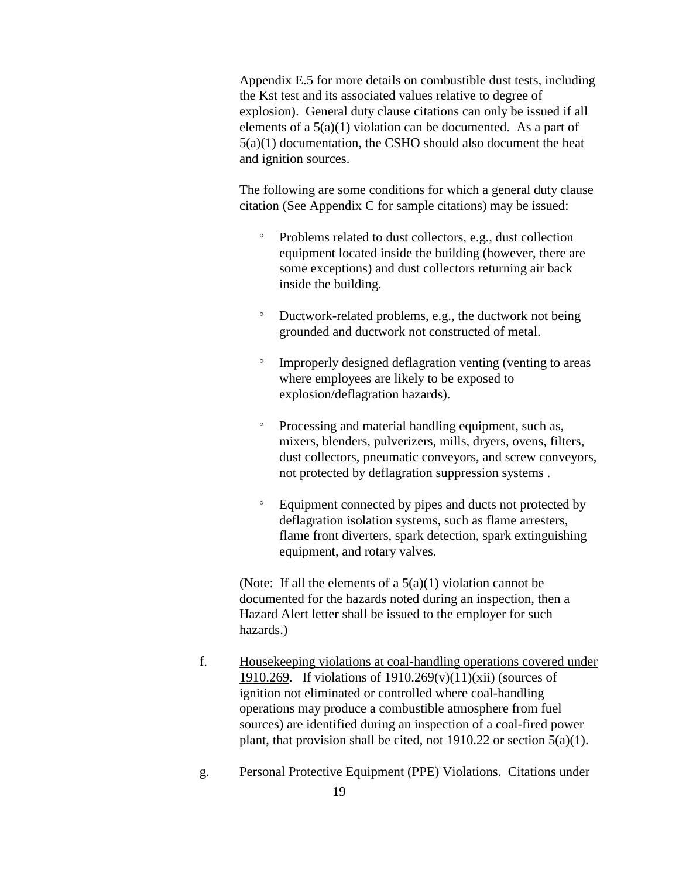Appendix E.5 for more details on combustible dust tests, including the Kst test and its associated values relative to degree of explosion). General duty clause citations can only be issued if all elements of a 5(a)(1) violation can be documented. As a part of 5(a)(1) documentation, the CSHO should also document the heat and ignition sources.

The following are some conditions for which a general duty clause citation (See Appendix C for sample citations) may be issued:

- Problems related to dust collectors, e.g., dust collection equipment located inside the building (however, there are some exceptions) and dust collectors returning air back inside the building.
- Ductwork-related problems, e.g., the ductwork not being grounded and ductwork not constructed of metal.
- Improperly designed deflagration venting (venting to areas where employees are likely to be exposed to explosion/deflagration hazards).
- Processing and material handling equipment, such as, mixers, blenders, pulverizers, mills, dryers, ovens, filters, dust collectors, pneumatic conveyors, and screw conveyors, not protected by deflagration suppression systems .
- Equipment connected by pipes and ducts not protected by deflagration isolation systems, such as flame arresters, flame front diverters, spark detection, spark extinguishing equipment, and rotary valves.

(Note: If all the elements of a 5(a)(1) violation cannot be documented for the hazards noted during an inspection, then a Hazard Alert letter shall be issued to the employer for such hazards.)

f. Housekeeping violations at coal-handling operations covered under 1910.269. If violations of 1910.269(v)(11)(xii) (sources of ignition not eliminated or controlled where coal-handling operations may produce a combustible atmosphere from fuel sources) are identified during an inspection of a coal-fired power plant, that provision shall be cited, not 1910.22 or section 5(a)(1).

g. Personal Protective Equipment (PPE) Violations. Citations under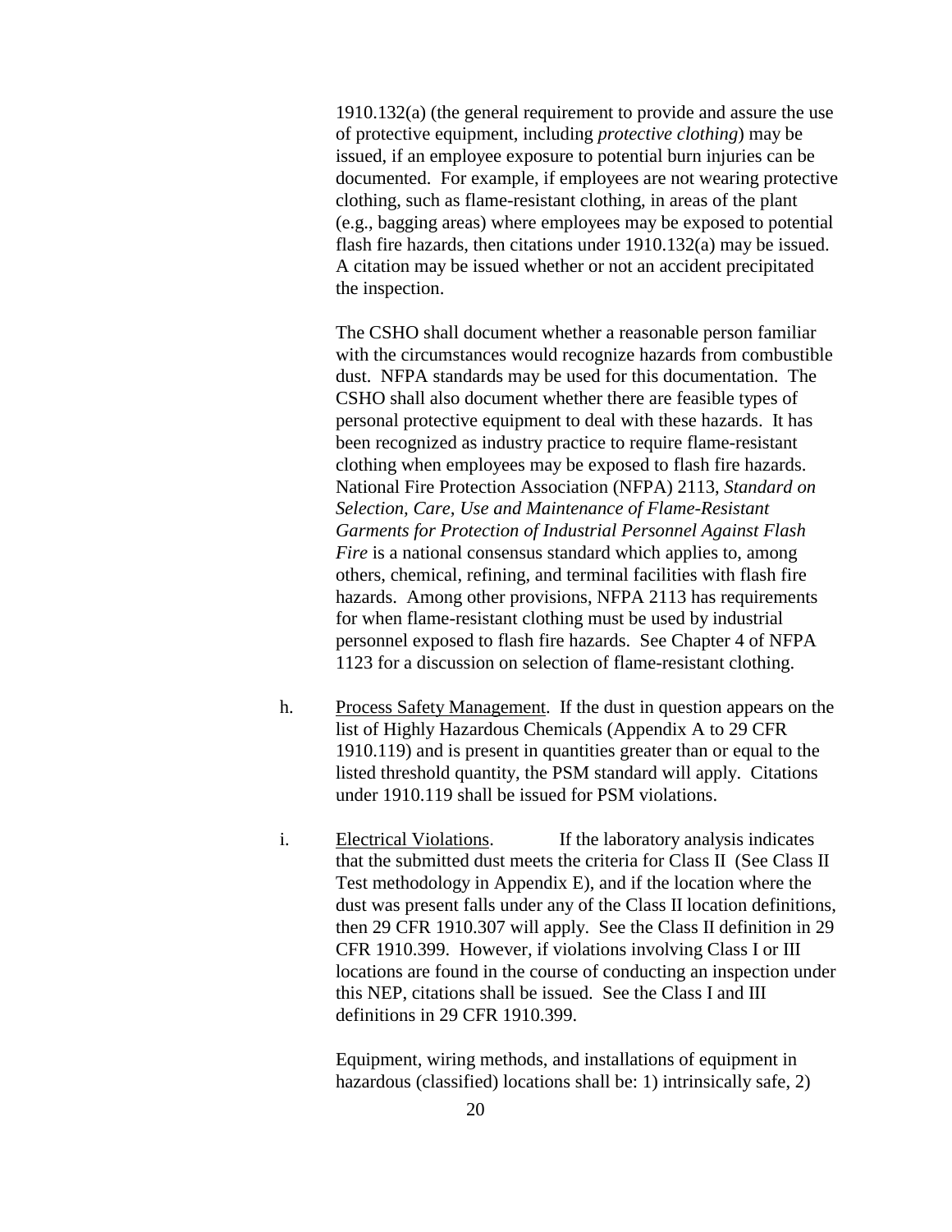1910.132(a) (the general requirement to provide and assure the use of protective equipment, including *protective clothing*) may be issued, if an employee exposure to potential burn injuries can be documented. For example, if employees are not wearing protective clothing, such as flame-resistant clothing, in areas of the plant (e.g., bagging areas) where employees may be exposed to potential flash fire hazards, then citations under 1910.132(a) may be issued. A citation may be issued whether or not an accident precipitated the inspection.

The CSHO shall document whether a reasonable person familiar with the circumstances would recognize hazards from combustible dust. NFPA standards may be used for this documentation. The CSHO shall also document whether there are feasible types of personal protective equipment to deal with these hazards. It has been recognized as industry practice to require flame-resistant clothing when employees may be exposed to flash fire hazards. National Fire Protection Association (NFPA) 2113, *Standard on Selection, Care, Use and Maintenance of Flame-Resistant Garments for Protection of Industrial Personnel Against Flash Fire* is a national consensus standard which applies to, among others, chemical, refining, and terminal facilities with flash fire hazards. Among other provisions, NFPA 2113 has requirements for when flame-resistant clothing must be used by industrial personnel exposed to flash fire hazards. See Chapter 4 of NFPA 1123 for a discussion on selection of flame-resistant clothing.

h. Process Safety Management. If the dust in question appears on the list of Highly Hazardous Chemicals (Appendix A to 29 CFR 1910.119) and is present in quantities greater than or equal to the listed threshold quantity, the PSM standard will apply. Citations under 1910.119 shall be issued for PSM violations.

i. Electrical Violations. If the laboratory analysis indicates that the submitted dust meets the criteria for Class II (See Class II Test methodology in Appendix E), and if the location where the dust was present falls under any of the Class II location definitions, then 29 CFR 1910.307 will apply. See the Class II definition in 29 CFR 1910.399. However, if violations involving Class I or III locations are found in the course of conducting an inspection under this NEP, citations shall be issued. See the Class I and III definitions in 29 CFR 1910.399.

Equipment, wiring methods, and installations of equipment in hazardous (classified) locations shall be: 1) intrinsically safe, 2)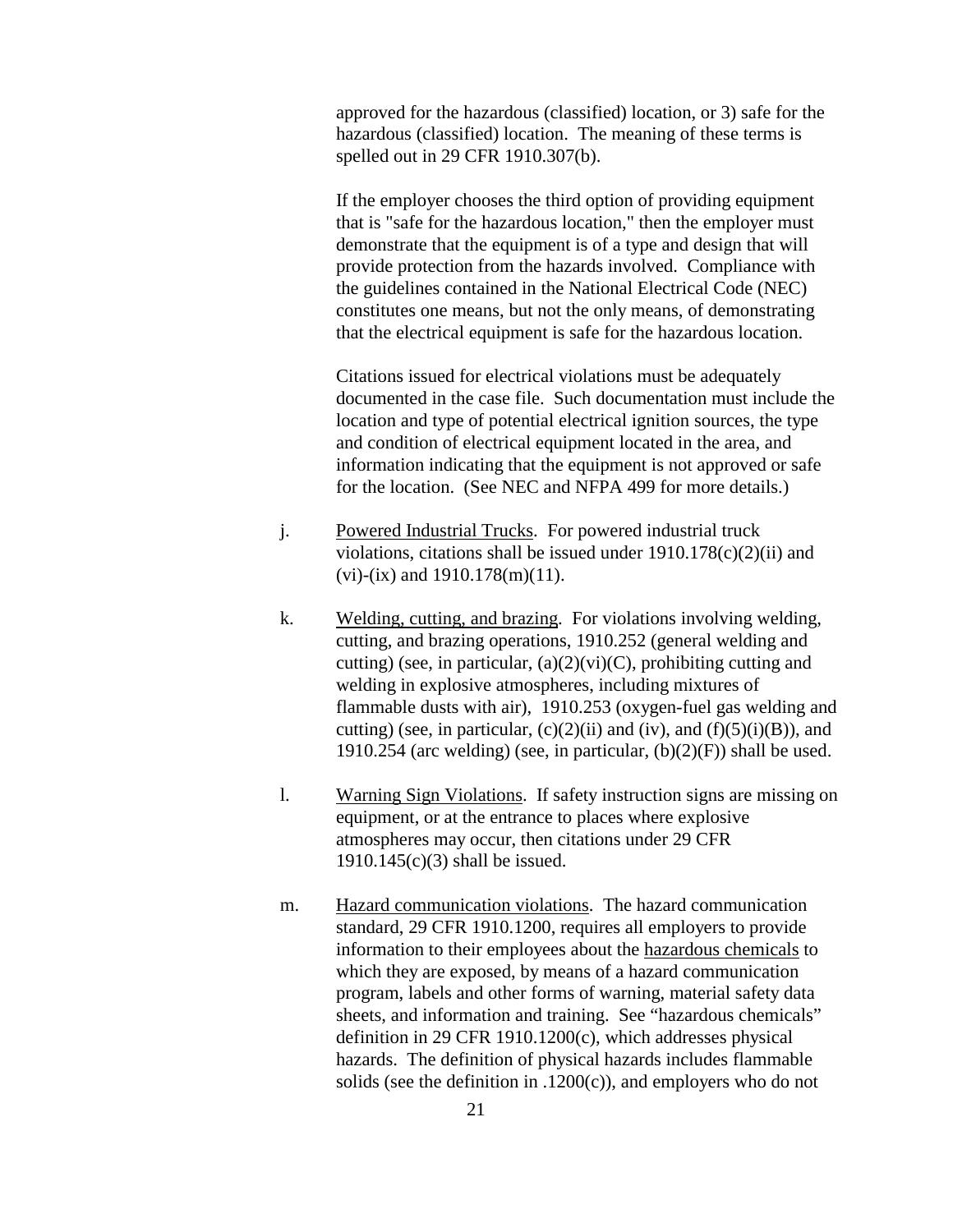approved for the hazardous (classified) location, or 3) safe for the hazardous (classified) location. The meaning of these terms is spelled out in 29 CFR 1910.307(b).

If the employer chooses the third option of providing equipment that is "safe for the hazardous location," then the employer must demonstrate that the equipment is of a type and design that will provide protection from the hazards involved. Compliance with the guidelines contained in the National Electrical Code (NEC) constitutes one means, but not the only means, of demonstrating that the electrical equipment is safe for the hazardous location.

Citations issued for electrical violations must be adequately documented in the case file. Such documentation must include the location and type of potential electrical ignition sources, the type and condition of electrical equipment located in the area, and information indicating that the equipment is not approved or safe for the location. (See NEC and NFPA 499 for more details.)

j. <u>Powered Industrial Trucks</u>. For powered industrial truck violations, citations shall be issued under 1910.178(c)(2)(ii) and (vi)-(ix) and 1910.178(m)(11).

k. <u>Welding, cutting, and brazing</u>. For violations involving welding, cutting, and brazing operations, 1910.252 (general welding and cutting) (see, in particular, (a)(2)(vi)(C), prohibiting cutting and welding in explosive atmospheres, including mixtures of flammable dusts with air), 1910.253 (oxygen-fuel gas welding and cutting) (see, in particular, (c)(2)(ii) and (iv), and (f)(5)(i)(B)), and 1910.254 (arc welding) (see, in particular, (b)(2)(F)) shall be used.

l. <u>Warning Sign Violations</u>. If safety instruction signs are missing on equipment, or at the entrance to places where explosive atmospheres may occur, then citations under 29 CFR 1910.145(c)(3) shall be issued.

m. <u>Hazard communication violations</u>. The hazard communication standard, 29 CFR 1910.1200, requires all employers to provide information to their employees about the <u>hazardous chemicals</u> to which they are exposed, by means of a hazard communication program, labels and other forms of warning, material safety data sheets, and information and training. See "hazardous chemicals" definition in 29 CFR 1910.1200(c), which addresses physical hazards. The definition of physical hazards includes flammable solids (see the definition in .1200(c)), and employers who do not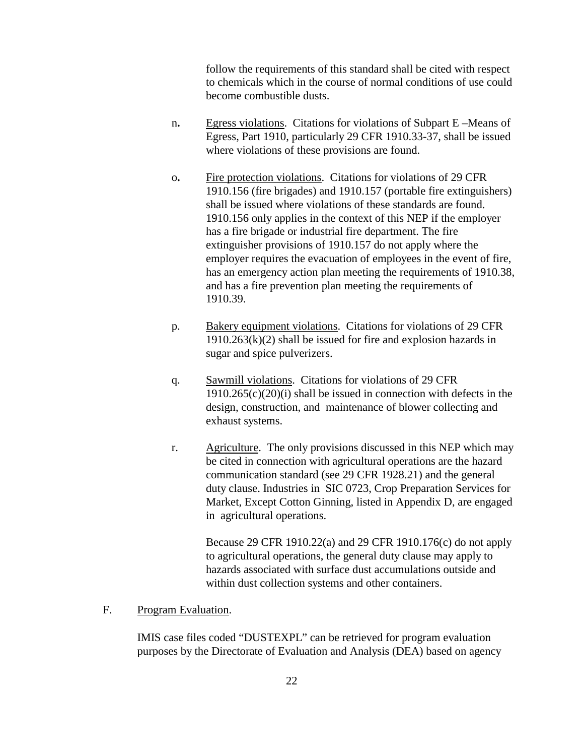follow the requirements of this standard shall be cited with respect to chemicals which in the course of normal conditions of use could become combustible dusts.

n. Egress violations. Citations for violations of Subpart E –Means of Egress, Part 1910, particularly 29 CFR 1910.33-37, shall be issued where violations of these provisions are found.

o. Fire protection violations. Citations for violations of 29 CFR 1910.156 (fire brigades) and 1910.157 (portable fire extinguishers) shall be issued where violations of these standards are found. 1910.156 only applies in the context of this NEP if the employer has a fire brigade or industrial fire department. The fire extinguisher provisions of 1910.157 do not apply where the employer requires the evacuation of employees in the event of fire, has an emergency action plan meeting the requirements of 1910.38, and has a fire prevention plan meeting the requirements of 1910.39.

p. Bakery equipment violations. Citations for violations of 29 CFR 1910.263(k)(2) shall be issued for fire and explosion hazards in sugar and spice pulverizers.

q. Sawmill violations. Citations for violations of 29 CFR 1910.265(c)(20)(i) shall be issued in connection with defects in the design, construction, and maintenance of blower collecting and exhaust systems.

r. Agriculture. The only provisions discussed in this NEP which may be cited in connection with agricultural operations are the hazard communication standard (see 29 CFR 1928.21) and the general duty clause. Industries in SIC 0723, Crop Preparation Services for Market, Except Cotton Ginning, listed in Appendix D, are engaged in agricultural operations.

Because 29 CFR 1910.22(a) and 29 CFR 1910.176(c) do not apply to agricultural operations, the general duty clause may apply to hazards associated with surface dust accumulations outside and within dust collection systems and other containers.

F. Program Evaluation.

IMIS case files coded "DUSTEXPL" can be retrieved for program evaluation purposes by the Directorate of Evaluation and Analysis (DEA) based on agency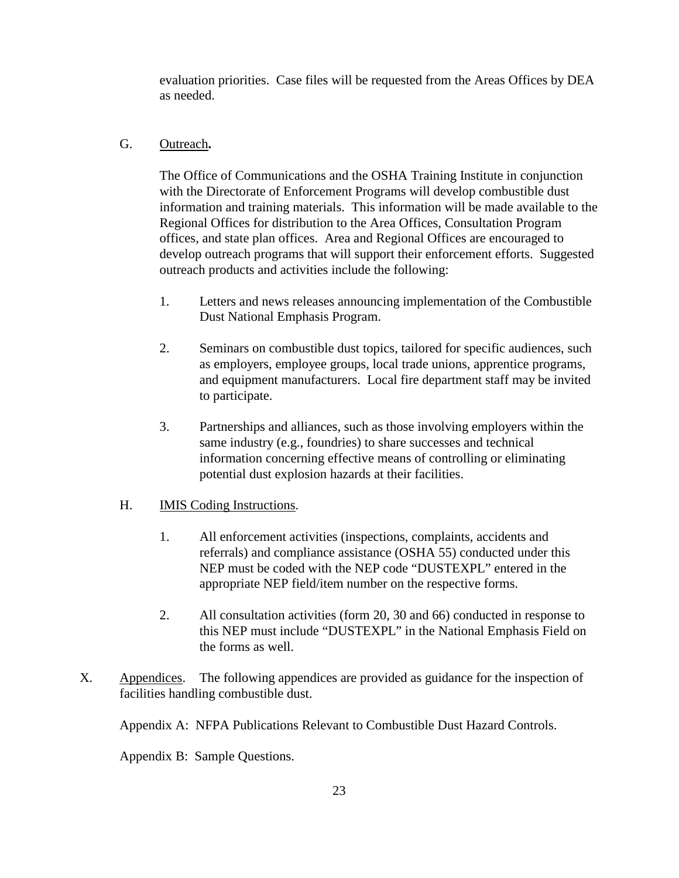evaluation priorities. Case files will be requested from the Areas Offices by DEA as needed.

G. Outreach**.**

The Office of Communications and the OSHA Training Institute in conjunction with the Directorate of Enforcement Programs will develop combustible dust information and training materials. This information will be made available to the Regional Offices for distribution to the Area Offices, Consultation Program offices, and state plan offices. Area and Regional Offices are encouraged to develop outreach programs that will support their enforcement efforts. Suggested outreach products and activities include the following:

1. Letters and news releases announcing implementation of the Combustible Dust National Emphasis Program.

2. Seminars on combustible dust topics, tailored for specific audiences, such as employers, employee groups, local trade unions, apprentice programs, and equipment manufacturers. Local fire department staff may be invited to participate.

3. Partnerships and alliances, such as those involving employers within the same industry (e.g., foundries) to share successes and technical information concerning effective means of controlling or eliminating potential dust explosion hazards at their facilities.

H. IMIS Coding Instructions.

1. All enforcement activities (inspections, complaints, accidents and referrals) and compliance assistance (OSHA 55) conducted under this NEP must be coded with the NEP code "DUSTEXPL" entered in the appropriate NEP field/item number on the respective forms.

2. All consultation activities (form 20, 30 and 66) conducted in response to this NEP must include "DUSTEXPL" in the National Emphasis Field on the forms as well.

X. Appendices. The following appendices are provided as guidance for the inspection of facilities handling combustible dust.

Appendix A: NFPA Publications Relevant to Combustible Dust Hazard Controls.

Appendix B: Sample Questions.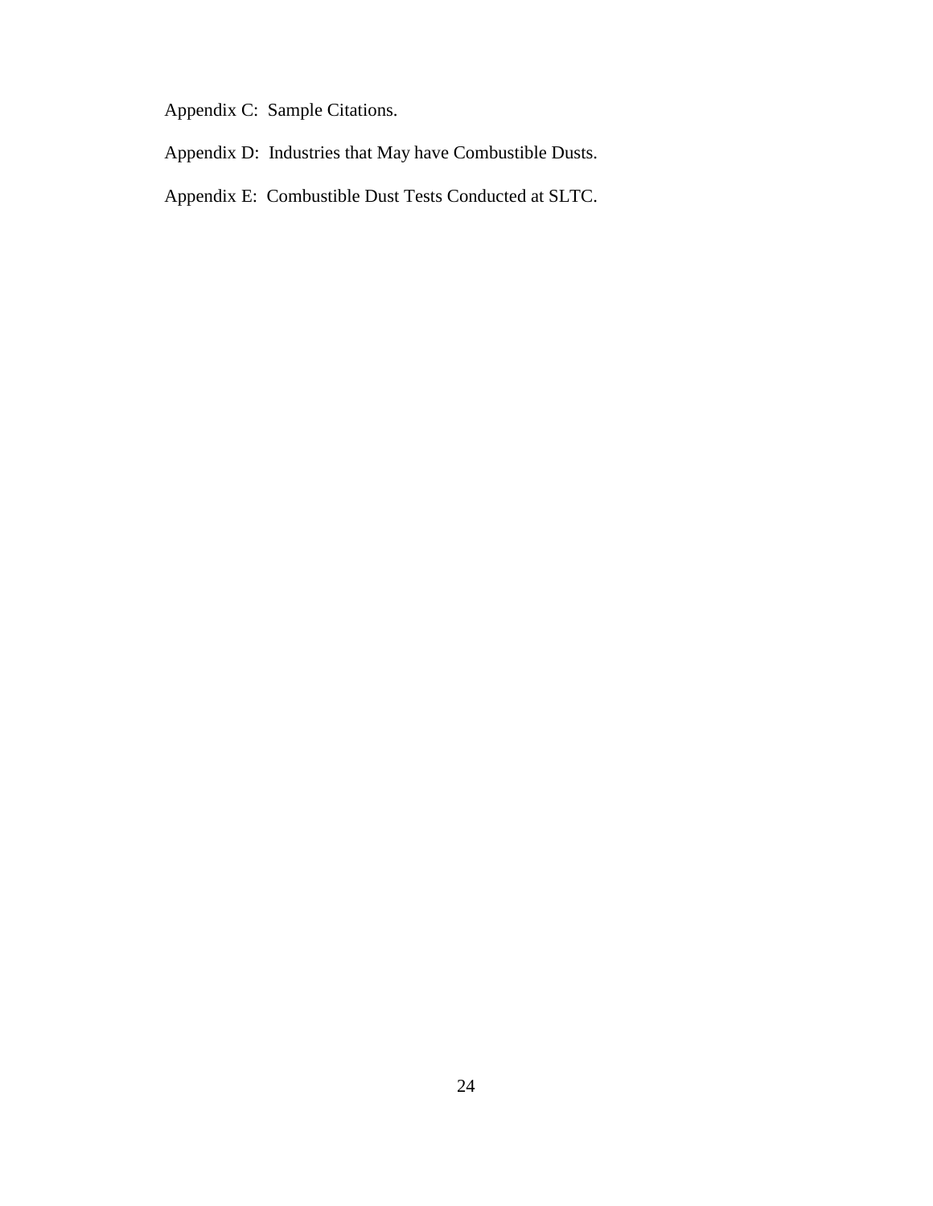Appendix C: Sample Citations.

Appendix D: Industries that May have Combustible Dusts.

Appendix E: Combustible Dust Tests Conducted at SLTC.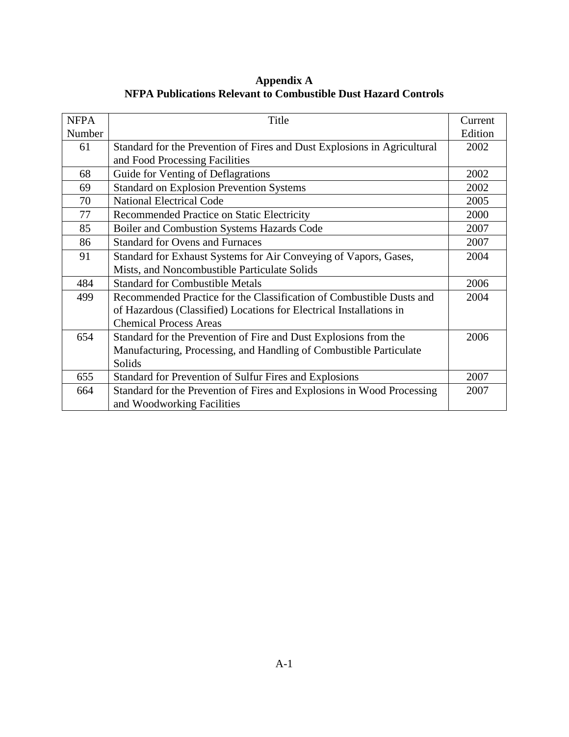# Appendix A
## NFPA Publications Relevant to Combustible Dust Hazard Controls

| NFPA Number | Title | Current Edition |
|---|---|---|
| 61 | Standard for the Prevention of Fires and Dust Explosions in Agricultural and Food Processing Facilities | 2002 |
| 68 | Guide for Venting of Deflagrations | 2002 |
| 69 | Standard on Explosion Prevention Systems | 2002 |
| 70 | National Electrical Code | 2005 |
| 77 | Recommended Practice on Static Electricity | 2000 |
| 85 | Boiler and Combustion Systems Hazards Code | 2007 |
| 86 | Standard for Ovens and Furnaces | 2007 |
| 91 | Standard for Exhaust Systems for Air Conveying of Vapors, Gases, Mists, and Noncombustible Particulate Solids | 2004 |
| 484 | Standard for Combustible Metals | 2006 |
| 499 | Recommended Practice for the Classification of Combustible Dusts and of Hazardous (Classified) Locations for Electrical Installations in Chemical Process Areas | 2004 |
| 654 | Standard for the Prevention of Fire and Dust Explosions from the Manufacturing, Processing, and Handling of Combustible Particulate Solids | 2006 |
| 655 | Standard for Prevention of Sulfur Fires and Explosions | 2007 |
| 664 | Standard for the Prevention of Fires and Explosions in Wood Processing and Woodworking Facilities | 2007 |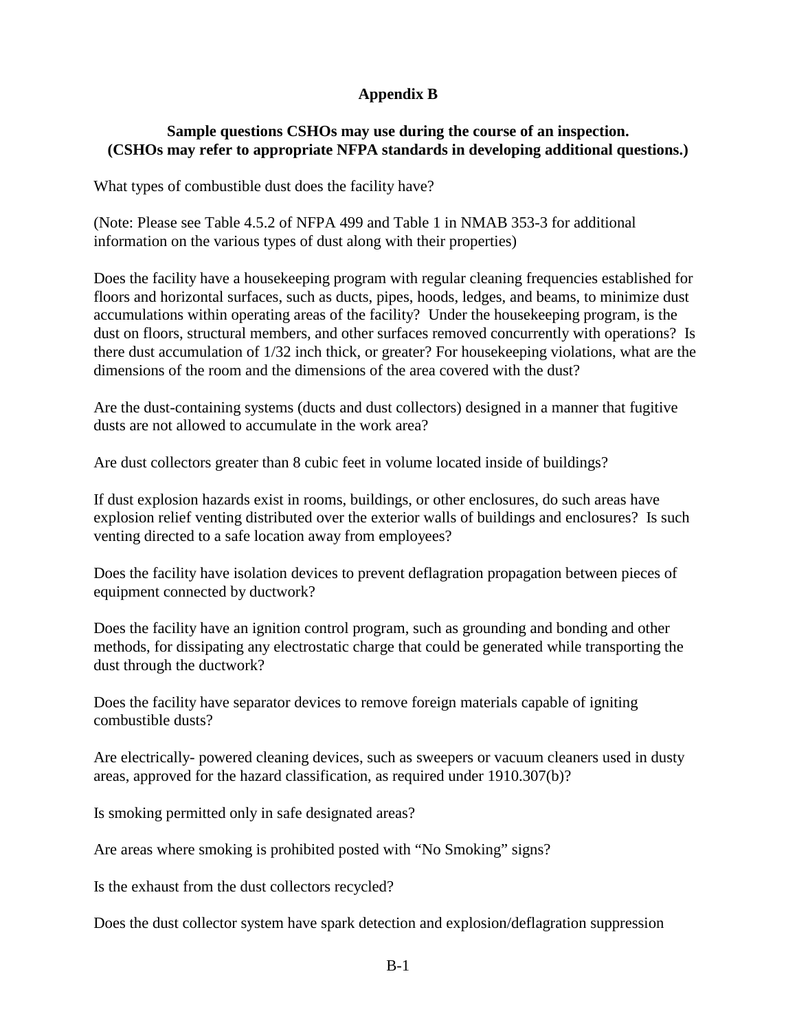# Appendix B

**Sample questions CSHOs may use during the course of an inspection. (CSHOs may refer to appropriate NFPA standards in developing additional questions.)**

What types of combustible dust does the facility have?

(Note: Please see Table 4.5.2 of NFPA 499 and Table 1 in NMAB 353-3 for additional information on the various types of dust along with their properties)

Does the facility have a housekeeping program with regular cleaning frequencies established for floors and horizontal surfaces, such as ducts, pipes, hoods, ledges, and beams, to minimize dust accumulations within operating areas of the facility? Under the housekeeping program, is the dust on floors, structural members, and other surfaces removed concurrently with operations? Is there dust accumulation of 1/32 inch thick, or greater? For housekeeping violations, what are the dimensions of the room and the dimensions of the area covered with the dust?

Are the dust-containing systems (ducts and dust collectors) designed in a manner that fugitive dusts are not allowed to accumulate in the work area?

Are dust collectors greater than 8 cubic feet in volume located inside of buildings?

If dust explosion hazards exist in rooms, buildings, or other enclosures, do such areas have explosion relief venting distributed over the exterior walls of buildings and enclosures? Is such venting directed to a safe location away from employees?

Does the facility have isolation devices to prevent deflagration propagation between pieces of equipment connected by ductwork?

Does the facility have an ignition control program, such as grounding and bonding and other methods, for dissipating any electrostatic charge that could be generated while transporting the dust through the ductwork?

Does the facility have separator devices to remove foreign materials capable of igniting combustible dusts?

Are electrically- powered cleaning devices, such as sweepers or vacuum cleaners used in dusty areas, approved for the hazard classification, as required under 1910.307(b)?

Is smoking permitted only in safe designated areas?

Are areas where smoking is prohibited posted with "No Smoking" signs?

Is the exhaust from the dust collectors recycled?

Does the dust collector system have spark detection and explosion/deflagration suppression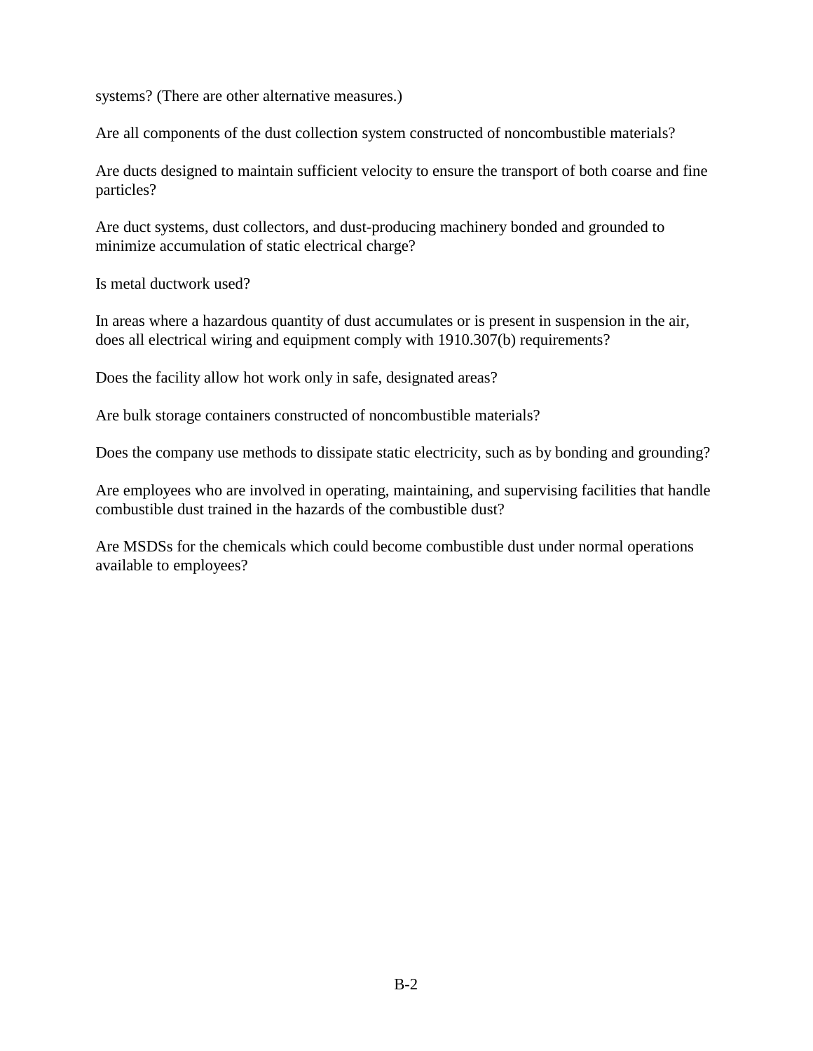systems? (There are other alternative measures.)

Are all components of the dust collection system constructed of noncombustible materials?

Are ducts designed to maintain sufficient velocity to ensure the transport of both coarse and fine particles?

Are duct systems, dust collectors, and dust-producing machinery bonded and grounded to minimize accumulation of static electrical charge?

Is metal ductwork used?

In areas where a hazardous quantity of dust accumulates or is present in suspension in the air, does all electrical wiring and equipment comply with 1910.307(b) requirements?

Does the facility allow hot work only in safe, designated areas?

Are bulk storage containers constructed of noncombustible materials?

Does the company use methods to dissipate static electricity, such as by bonding and grounding?

Are employees who are involved in operating, maintaining, and supervising facilities that handle combustible dust trained in the hazards of the combustible dust?

Are MSDSs for the chemicals which could become combustible dust under normal operations available to employees?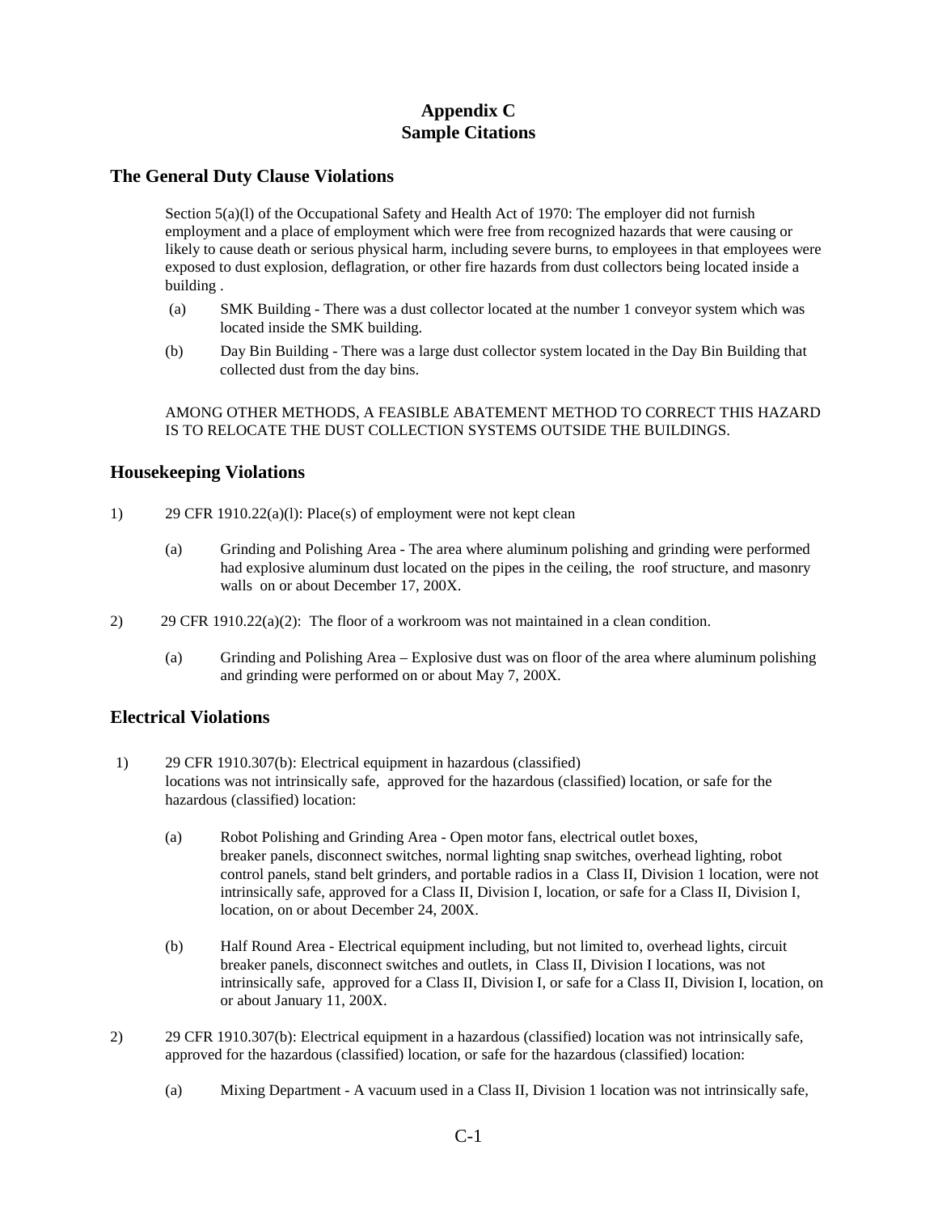# Appendix C
# Sample Citations

## The General Duty Clause Violations

Section 5(a)(l) of the Occupational Safety and Health Act of 1970: The employer did not furnish employment and a place of employment which were free from recognized hazards that were causing or likely to cause death or serious physical harm, including severe burns, to employees in that employees were exposed to dust explosion, deflagration, or other fire hazards from dust collectors being located inside a building .

(a) SMK Building - There was a dust collector located at the number 1 conveyor system which was located inside the SMK building.

(b) Day Bin Building - There was a large dust collector system located in the Day Bin Building that collected dust from the day bins.

AMONG OTHER METHODS, A FEASIBLE ABATEMENT METHOD TO CORRECT THIS HAZARD IS TO RELOCATE THE DUST COLLECTION SYSTEMS OUTSIDE THE BUILDINGS.

## Housekeeping Violations

1) 29 CFR 1910.22(a)(l): Place(s) of employment were not kept clean

(a) Grinding and Polishing Area - The area where aluminum polishing and grinding were performed had explosive aluminum dust located on the pipes in the ceiling, the roof structure, and masonry walls on or about December 17, 200X.

2) 29 CFR 1910.22(a)(2): The floor of a workroom was not maintained in a clean condition.

(a) Grinding and Polishing Area – Explosive dust was on floor of the area where aluminum polishing and grinding were performed on or about May 7, 200X.

## Electrical Violations

1) 29 CFR 1910.307(b): Electrical equipment in hazardous (classified) locations was not intrinsically safe, approved for the hazardous (classified) location, or safe for the hazardous (classified) location:

(a) Robot Polishing and Grinding Area - Open motor fans, electrical outlet boxes, breaker panels, disconnect switches, normal lighting snap switches, overhead lighting, robot control panels, stand belt grinders, and portable radios in a Class II, Division 1 location, were not intrinsically safe, approved for a Class II, Division I, location, or safe for a Class II, Division I, location, on or about December 24, 200X.

(b) Half Round Area - Electrical equipment including, but not limited to, overhead lights, circuit breaker panels, disconnect switches and outlets, in Class II, Division I locations, was not intrinsically safe, approved for a Class II, Division I, or safe for a Class II, Division I, location, on or about January 11, 200X.

2) 29 CFR 1910.307(b): Electrical equipment in a hazardous (classified) location was not intrinsically safe, approved for the hazardous (classified) location, or safe for the hazardous (classified) location:

(a) Mixing Department - A vacuum used in a Class II, Division 1 location was not intrinsically safe,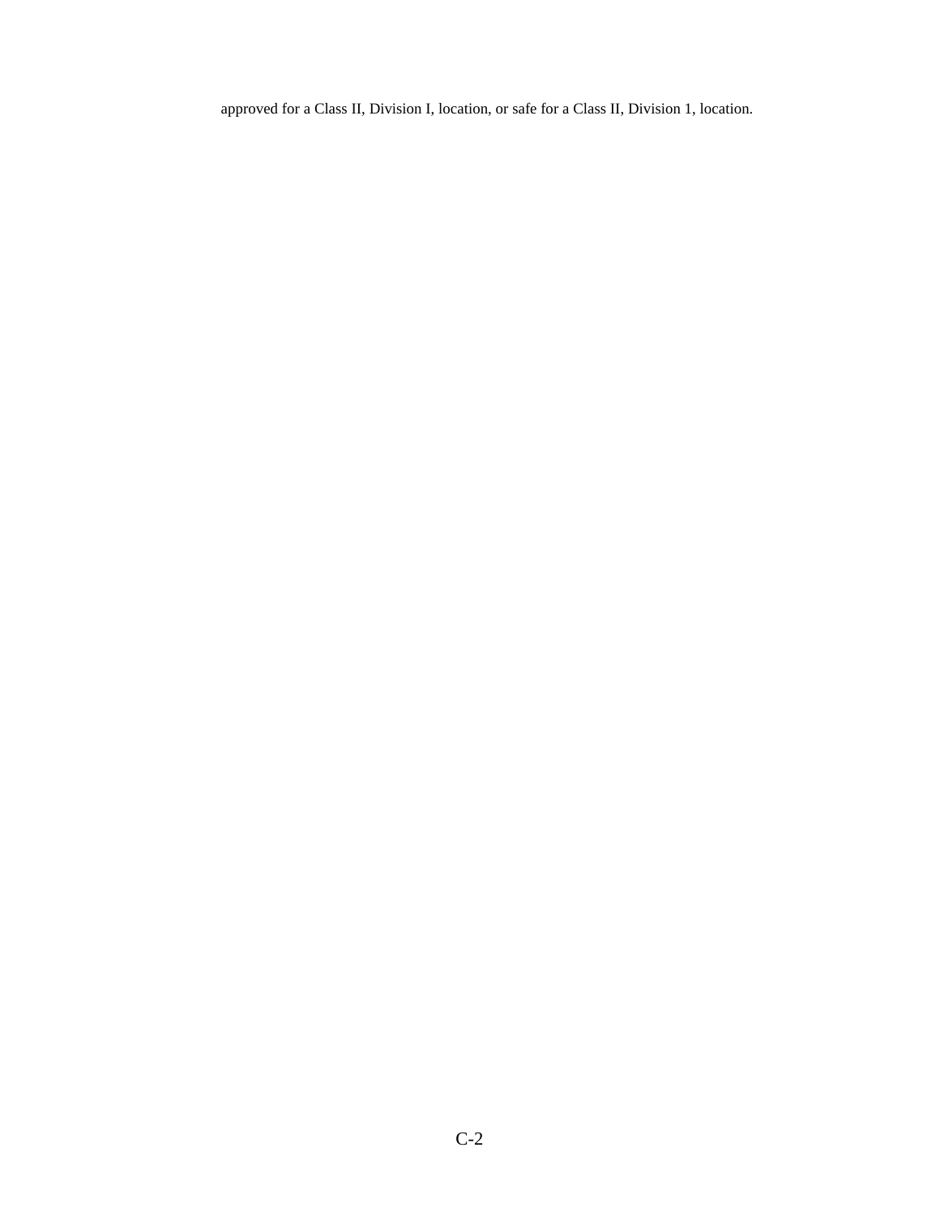approved for a Class II, Division I, location, or safe for a Class II, Division 1, location.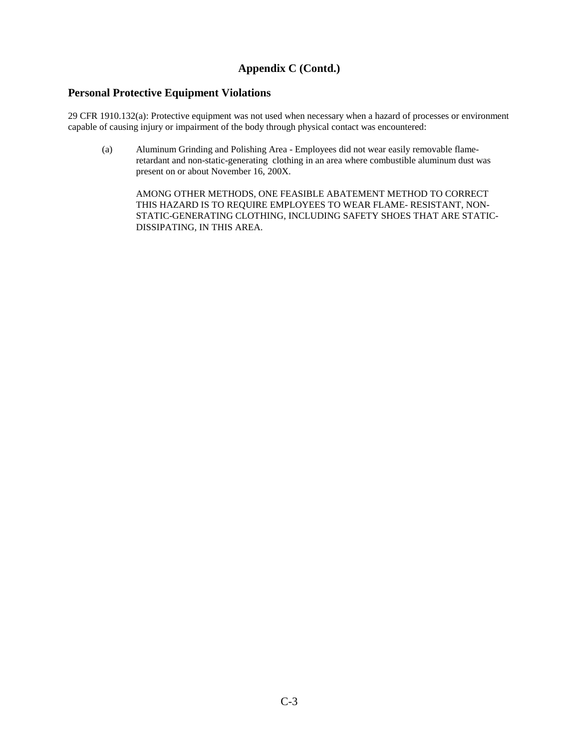## Appendix C (Contd.)

### Personal Protective Equipment Violations

29 CFR 1910.132(a): Protective equipment was not used when necessary when a hazard of processes or environment capable of causing injury or impairment of the body through physical contact was encountered:

(a) Aluminum Grinding and Polishing Area - Employees did not wear easily removable flame-retardant and non-static-generating clothing in an area where combustible aluminum dust was present on or about November 16, 200X.

AMONG OTHER METHODS, ONE FEASIBLE ABATEMENT METHOD TO CORRECT THIS HAZARD IS TO REQUIRE EMPLOYEES TO WEAR FLAME- RESISTANT, NON-STATIC-GENERATING CLOTHING, INCLUDING SAFETY SHOES THAT ARE STATIC-DISSIPATING, IN THIS AREA.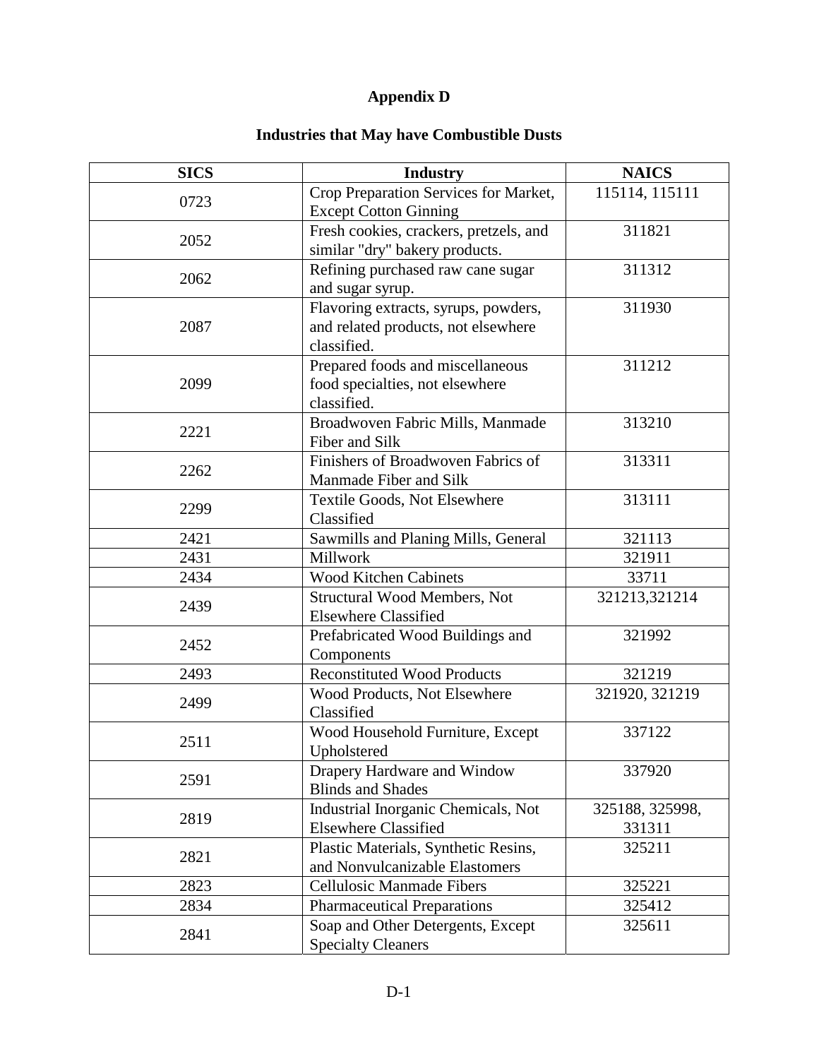# Appendix D

## Industries that May have Combustible Dusts

| SICS | Industry | NAICS |
|---|---|---|
| 0723 | Crop Preparation Services for Market, Except Cotton Ginning | 115114, 115111 |
| 2052 | Fresh cookies, crackers, pretzels, and similar "dry" bakery products. | 311821 |
| 2062 | Refining purchased raw cane sugar and sugar syrup. | 311312 |
| 2087 | Flavoring extracts, syrups, powders, and related products, not elsewhere classified. | 311930 |
| 2099 | Prepared foods and miscellaneous food specialties, not elsewhere classified. | 311212 |
| 2221 | Broadwoven Fabric Mills, Manmade Fiber and Silk | 313210 |
| 2262 | Finishers of Broadwoven Fabrics of Manmade Fiber and Silk | 313311 |
| 2299 | Textile Goods, Not Elsewhere Classified | 313111 |
| 2421 | Sawmills and Planing Mills, General | 321113 |
| 2431 | Millwork | 321911 |
| 2434 | Wood Kitchen Cabinets | 33711 |
| 2439 | Structural Wood Members, Not Elsewhere Classified | 321213,321214 |
| 2452 | Prefabricated Wood Buildings and Components | 321992 |
| 2493 | Reconstituted Wood Products | 321219 |
| 2499 | Wood Products, Not Elsewhere Classified | 321920, 321219 |
| 2511 | Wood Household Furniture, Except Upholstered | 337122 |
| 2591 | Drapery Hardware and Window Blinds and Shades | 337920 |
| 2819 | Industrial Inorganic Chemicals, Not Elsewhere Classified | 325188, 325998, 331311 |
| 2821 | Plastic Materials, Synthetic Resins, and Nonvulcanizable Elastomers | 325211 |
| 2823 | Cellulosic Manmade Fibers | 325221 |
| 2834 | Pharmaceutical Preparations | 325412 |
| 2841 | Soap and Other Detergents, Except Specialty Cleaners | 325611 |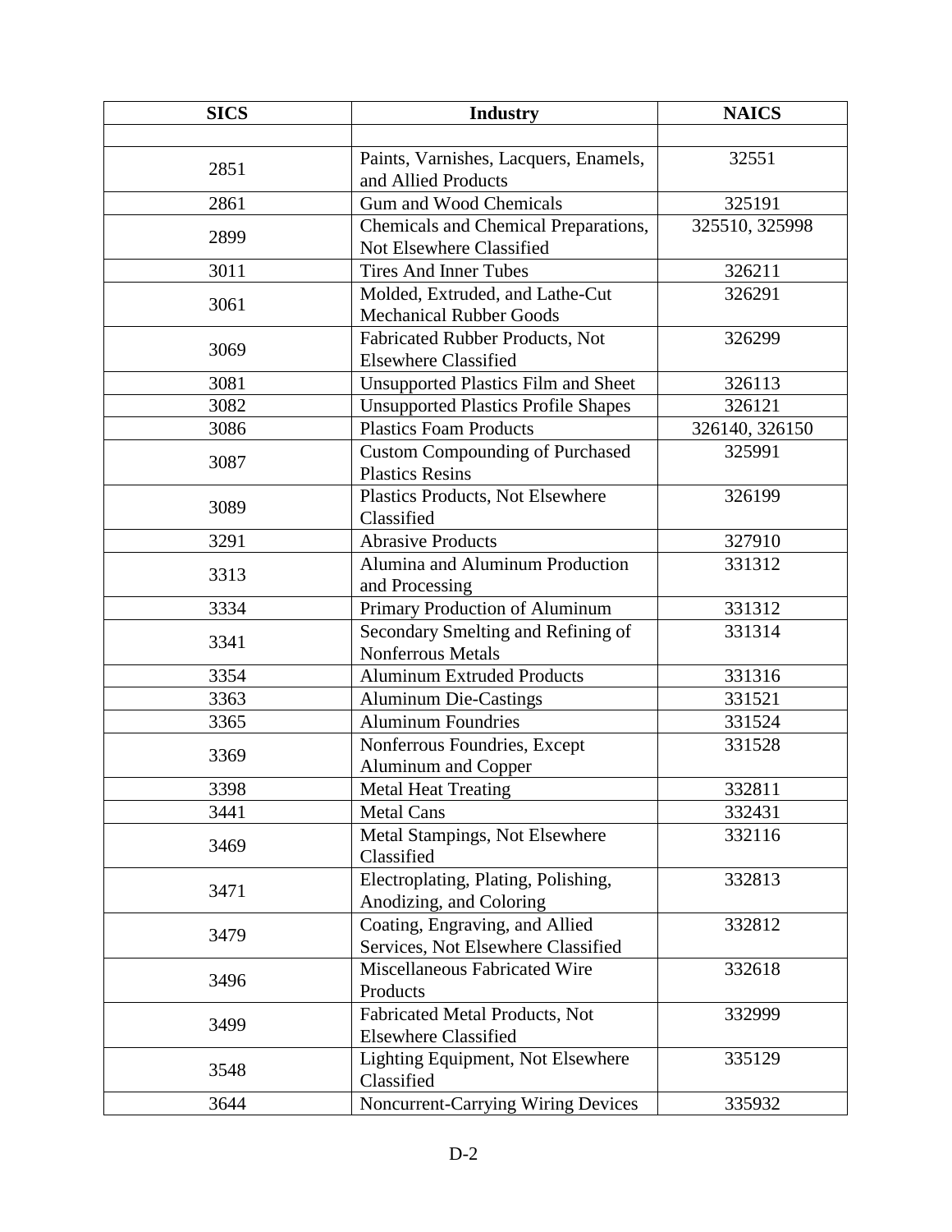| SICS | Industry | NAICS |
|---|---|---|
| | | |
| 2851 | Paints, Varnishes, Lacquers, Enamels, and Allied Products | 32551 |
| 2861 | Gum and Wood Chemicals | 325191 |
| 2899 | Chemicals and Chemical Preparations, Not Elsewhere Classified | 325510, 325998 |
| 3011 | Tires And Inner Tubes | 326211 |
| 3061 | Molded, Extruded, and Lathe-Cut Mechanical Rubber Goods | 326291 |
| 3069 | Fabricated Rubber Products, Not Elsewhere Classified | 326299 |
| 3081 | Unsupported Plastics Film and Sheet | 326113 |
| 3082 | Unsupported Plastics Profile Shapes | 326121 |
| 3086 | Plastics Foam Products | 326140, 326150 |
| 3087 | Custom Compounding of Purchased Plastics Resins | 325991 |
| 3089 | Plastics Products, Not Elsewhere Classified | 326199 |
| 3291 | Abrasive Products | 327910 |
| 3313 | Alumina and Aluminum Production and Processing | 331312 |
| 3334 | Primary Production of Aluminum | 331312 |
| 3341 | Secondary Smelting and Refining of Nonferrous Metals | 331314 |
| 3354 | Aluminum Extruded Products | 331316 |
| 3363 | Aluminum Die-Castings | 331521 |
| 3365 | Aluminum Foundries | 331524 |
| 3369 | Nonferrous Foundries, Except Aluminum and Copper | 331528 |
| 3398 | Metal Heat Treating | 332811 |
| 3441 | Metal Cans | 332431 |
| 3469 | Metal Stampings, Not Elsewhere Classified | 332116 |
| 3471 | Electroplating, Plating, Polishing, Anodizing, and Coloring | 332813 |
| 3479 | Coating, Engraving, and Allied Services, Not Elsewhere Classified | 332812 |
| 3496 | Miscellaneous Fabricated Wire Products | 332618 |
| 3499 | Fabricated Metal Products, Not Elsewhere Classified | 332999 |
| 3548 | Lighting Equipment, Not Elsewhere Classified | 335129 |
| 3644 | Noncurrent-Carrying Wiring Devices | 335932 |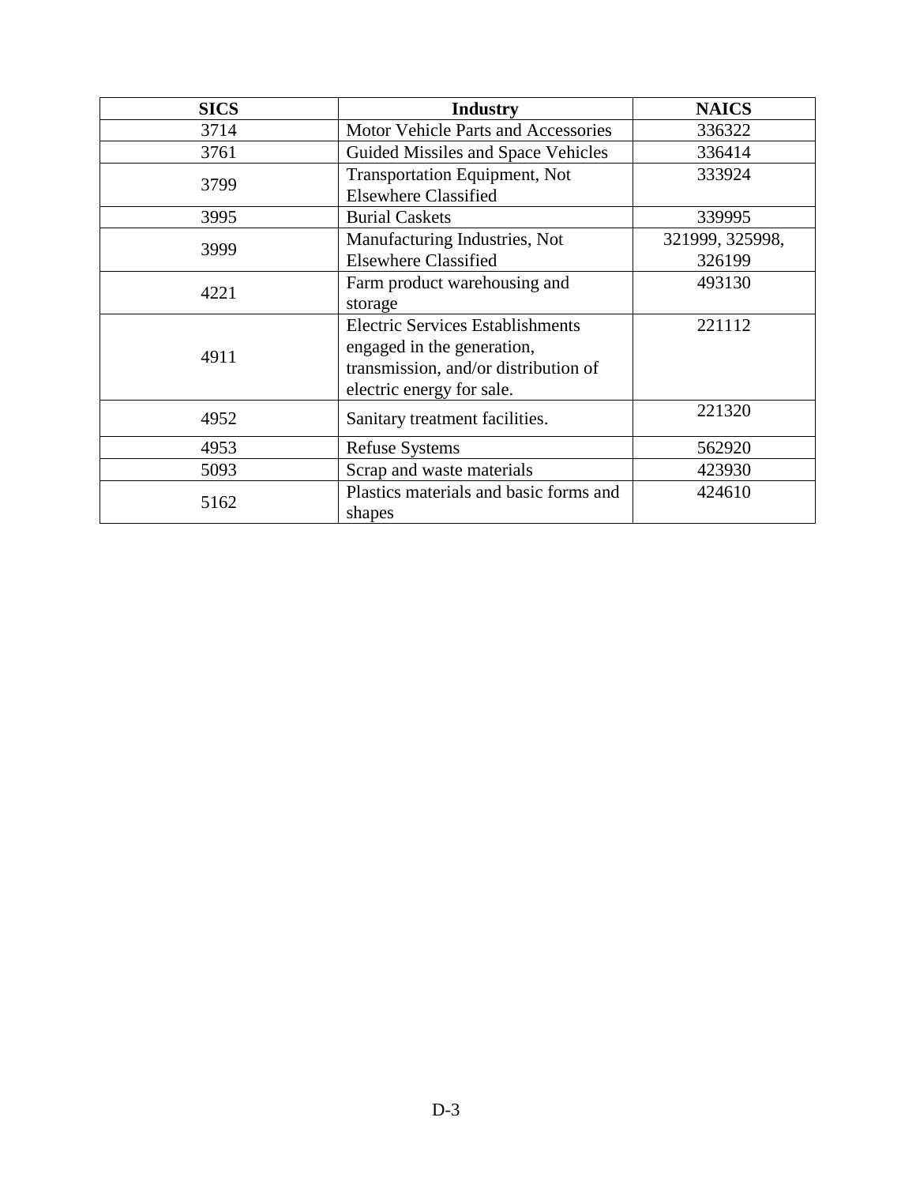| SICS | Industry | NAICS |
|---|---|---|
| 3714 | Motor Vehicle Parts and Accessories | 336322 |
| 3761 | Guided Missiles and Space Vehicles | 336414 |
| 3799 | Transportation Equipment, Not Elsewhere Classified | 333924 |
| 3995 | Burial Caskets | 339995 |
| 3999 | Manufacturing Industries, Not Elsewhere Classified | 321999, 325998, 326199 |
| 4221 | Farm product warehousing and storage | 493130 |
| 4911 | Electric Services Establishments engaged in the generation, transmission, and/or distribution of electric energy for sale. | 221112 |
| 4952 | Sanitary treatment facilities. | 221320 |
| 4953 | Refuse Systems | 562920 |
| 5093 | Scrap and waste materials | 423930 |
| 5162 | Plastics materials and basic forms and shapes | 424610 |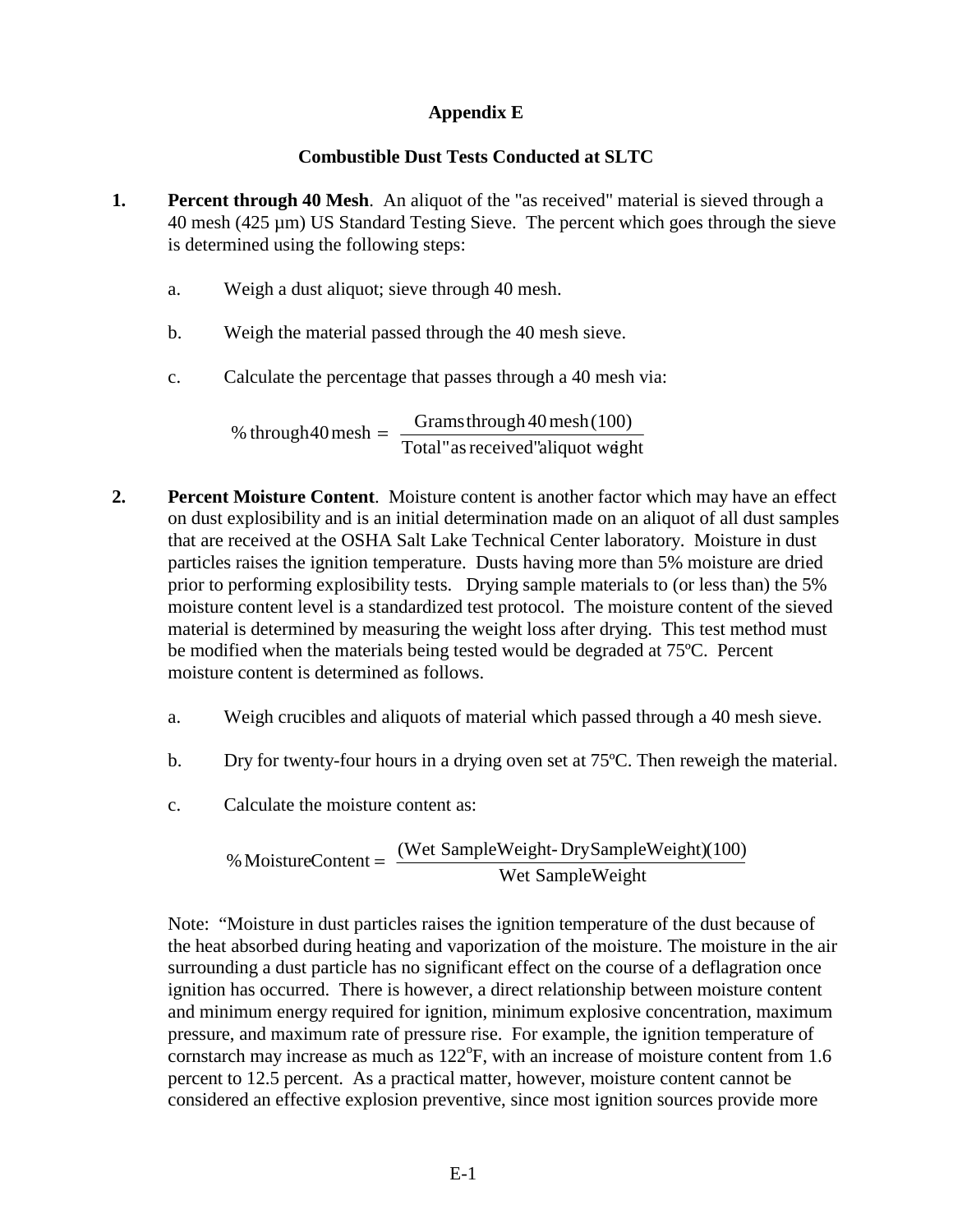**Appendix E**

**Combustible Dust Tests Conducted at SLTC**

1. **Percent through 40 Mesh**. An aliquot of the "as received" material is sieved through a 40 mesh (425 µm) US Standard Testing Sieve. The percent which goes through the sieve is determined using the following steps:

   a. Weigh a dust aliquot; sieve through 40 mesh.

   b. Weigh the material passed through the 40 mesh sieve.

   c. Calculate the percentage that passes through a 40 mesh via:

$$\%\text{ through } 40\text{ mesh} = \frac{\text{Grams through } 40\text{ mesh }(100)}{\text{Total "as received" aliquot weight}}$$

2. **Percent Moisture Content**. Moisture content is another factor which may have an effect on dust explosibility and is an initial determination made on an aliquot of all dust samples that are received at the OSHA Salt Lake Technical Center laboratory. Moisture in dust particles raises the ignition temperature. Dusts having more than 5% moisture are dried prior to performing explosibility tests. Drying sample materials to (or less than) the 5% moisture content level is a standardized test protocol. The moisture content of the sieved material is determined by measuring the weight loss after drying. This test method must be modified when the materials being tested would be degraded at 75ºC. Percent moisture content is determined as follows.

   a. Weigh crucibles and aliquots of material which passed through a 40 mesh sieve.

   b. Dry for twenty-four hours in a drying oven set at 75ºC. Then reweigh the material.

   c. Calculate the moisture content as:

$$\%\text{ Moisture Content} = \frac{(\text{Wet Sample Weight} - \text{Dry Sample Weight})(100)}{\text{Wet Sample Weight}}$$

   Note: "Moisture in dust particles raises the ignition temperature of the dust because of the heat absorbed during heating and vaporization of the moisture. The moisture in the air surrounding a dust particle has no significant effect on the course of a deflagration once ignition has occurred. There is however, a direct relationship between moisture content and minimum energy required for ignition, minimum explosive concentration, maximum pressure, and maximum rate of pressure rise. For example, the ignition temperature of cornstarch may increase as much as 122$^{o}$F, with an increase of moisture content from 1.6 percent to 12.5 percent. As a practical matter, however, moisture content cannot be considered an effective explosion preventive, since most ignition sources provide more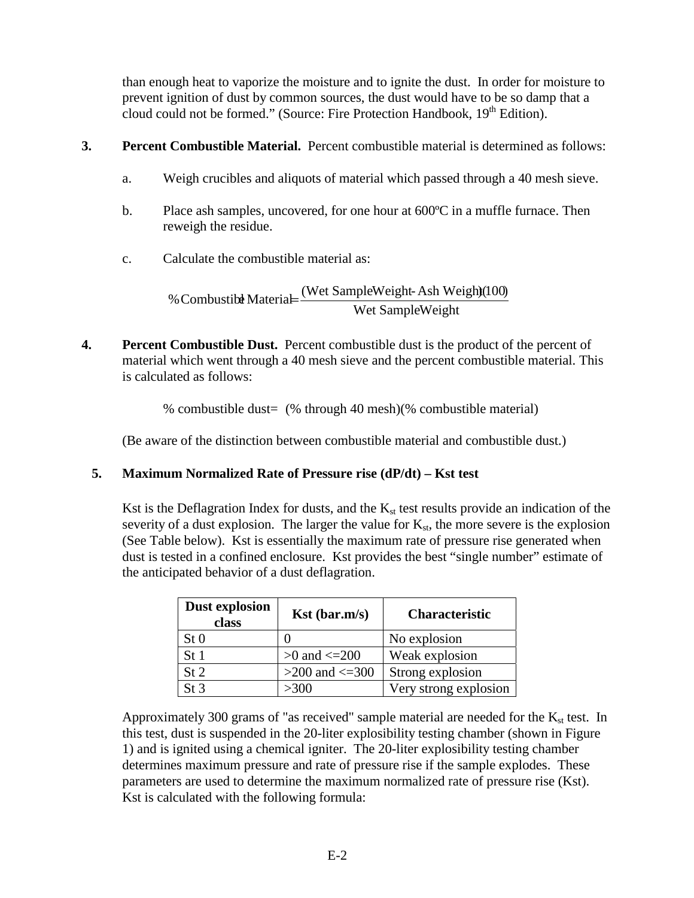than enough heat to vaporize the moisture and to ignite the dust. In order for moisture to prevent ignition of dust by common sources, the dust would have to be so damp that a cloud could not be formed." (Source: Fire Protection Handbook, 19th Edition).

**3. Percent Combustible Material.** Percent combustible material is determined as follows:

a. Weigh crucibles and aliquots of material which passed through a 40 mesh sieve.

b. Place ash samples, uncovered, for one hour at 600ºC in a muffle furnace. Then reweigh the residue.

c. Calculate the combustible material as:

$$\%\,\text{Combustible Material} = \frac{(\text{Wet Sample Weight} - \text{Ash Weight})(100)}{\text{Wet Sample Weight}}$$

**4. Percent Combustible Dust.** Percent combustible dust is the product of the percent of material which went through a 40 mesh sieve and the percent combustible material. This is calculated as follows:

% combustible dust= (% through 40 mesh)(% combustible material)

(Be aware of the distinction between combustible material and combustible dust.)

**5. Maximum Normalized Rate of Pressure rise (dP/dt) – Kst test**

Kst is the Deflagration Index for dusts, and the $K_{st}$ test results provide an indication of the severity of a dust explosion. The larger the value for $K_{st}$, the more severe is the explosion (See Table below). Kst is essentially the maximum rate of pressure rise generated when dust is tested in a confined enclosure. Kst provides the best "single number" estimate of the anticipated behavior of a dust deflagration.

| Dust explosion class | Kst (bar.m/s) | Characteristic |
|---|---|---|
| St 0 | 0 | No explosion |
| St 1 | >0 and <=200 | Weak explosion |
| St 2 | >200 and <=300 | Strong explosion |
| St 3 | >300 | Very strong explosion |

Approximately 300 grams of "as received" sample material are needed for the $K_{st}$ test. In this test, dust is suspended in the 20-liter explosibility testing chamber (shown in Figure 1) and is ignited using a chemical igniter. The 20-liter explosibility testing chamber determines maximum pressure and rate of pressure rise if the sample explodes. These parameters are used to determine the maximum normalized rate of pressure rise (Kst). Kst is calculated with the following formula: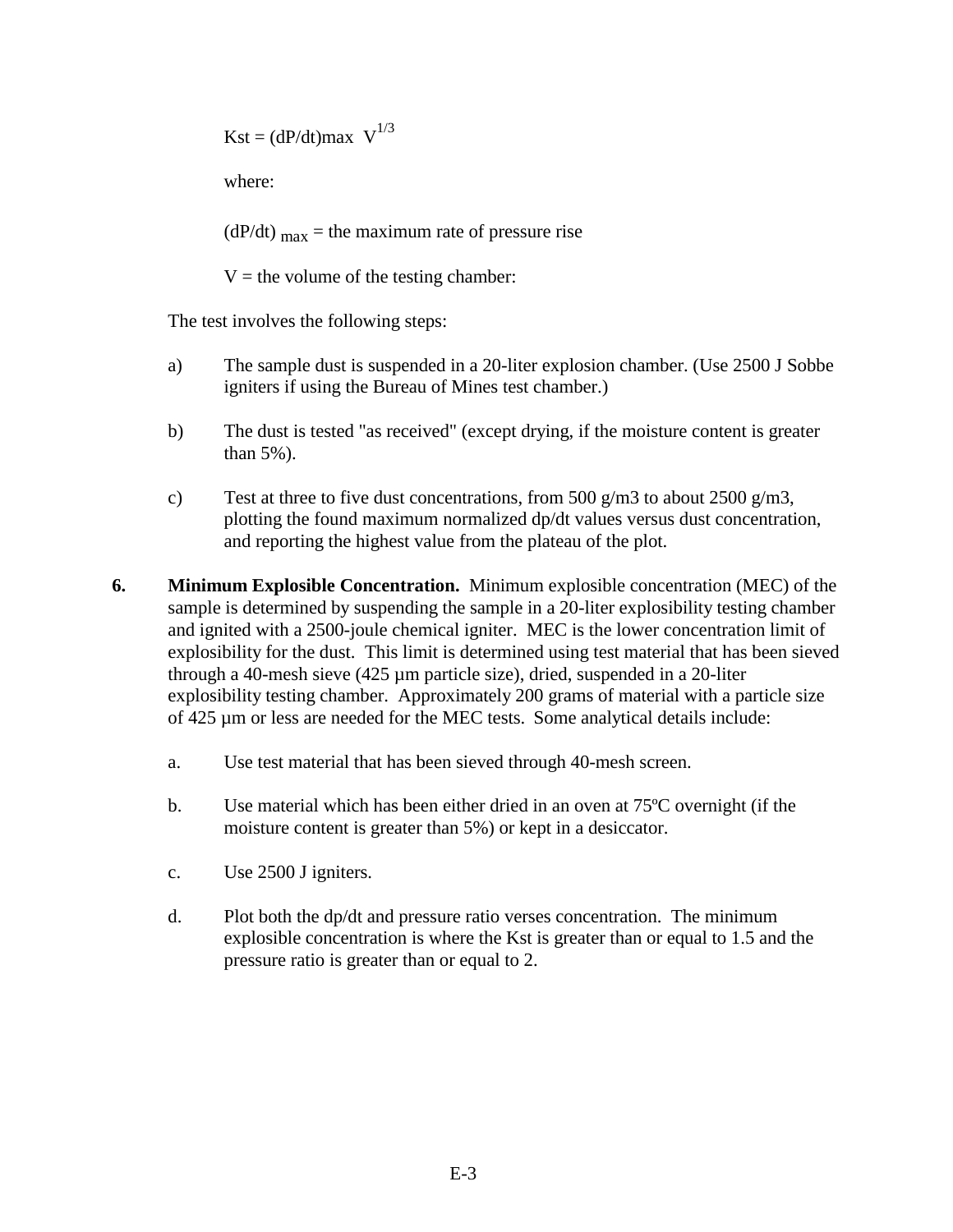$$Kst = (dP/dt)max \ V^{1/3}$$

where:

$(dP/dt)_{max}$ = the maximum rate of pressure rise

V = the volume of the testing chamber:

The test involves the following steps:

a) The sample dust is suspended in a 20-liter explosion chamber. (Use 2500 J Sobbe igniters if using the Bureau of Mines test chamber.)

b) The dust is tested "as received" (except drying, if the moisture content is greater than 5%).

c) Test at three to five dust concentrations, from 500 g/m3 to about 2500 g/m3, plotting the found maximum normalized dp/dt values versus dust concentration, and reporting the highest value from the plateau of the plot.

**6. Minimum Explosible Concentration.** Minimum explosible concentration (MEC) of the sample is determined by suspending the sample in a 20-liter explosibility testing chamber and ignited with a 2500-joule chemical igniter. MEC is the lower concentration limit of explosibility for the dust. This limit is determined using test material that has been sieved through a 40-mesh sieve (425 µm particle size), dried, suspended in a 20-liter explosibility testing chamber. Approximately 200 grams of material with a particle size of 425 µm or less are needed for the MEC tests. Some analytical details include:

a. Use test material that has been sieved through 40-mesh screen.

b. Use material which has been either dried in an oven at 75ºC overnight (if the moisture content is greater than 5%) or kept in a desiccator.

c. Use 2500 J igniters.

d. Plot both the dp/dt and pressure ratio verses concentration. The minimum explosible concentration is where the Kst is greater than or equal to 1.5 and the pressure ratio is greater than or equal to 2.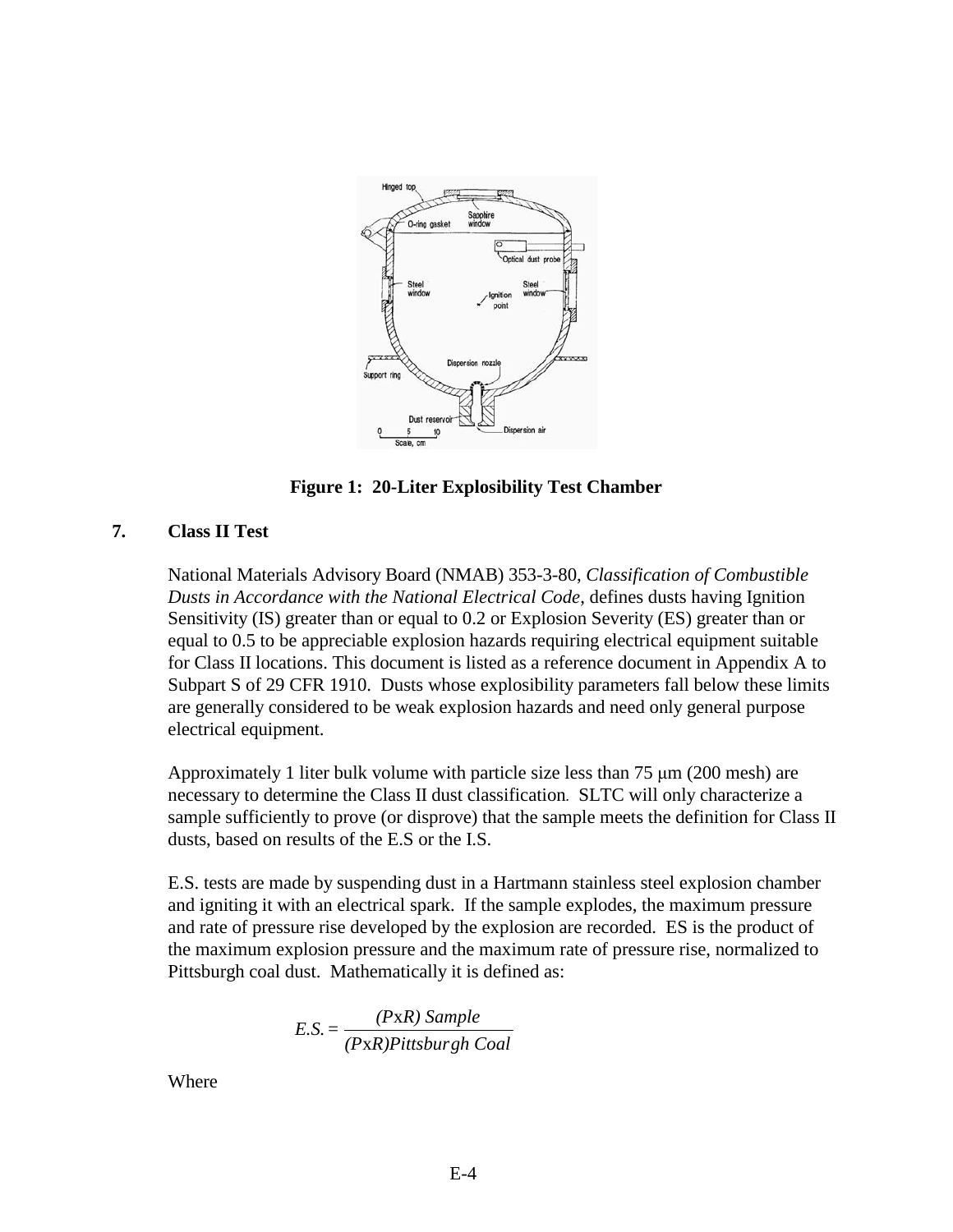**Figure 1: 20-Liter Explosibility Test Chamber**

## 7. Class II Test

National Materials Advisory Board (NMAB) 353-3-80, *Classification of Combustible Dusts in Accordance with the National Electrical Code*, defines dusts having Ignition Sensitivity (IS) greater than or equal to 0.2 or Explosion Severity (ES) greater than or equal to 0.5 to be appreciable explosion hazards requiring electrical equipment suitable for Class II locations. This document is listed as a reference document in Appendix A to Subpart S of 29 CFR 1910. Dusts whose explosibility parameters fall below these limits are generally considered to be weak explosion hazards and need only general purpose electrical equipment.

Approximately 1 liter bulk volume with particle size less than 75 μm (200 mesh) are necessary to determine the Class II dust classification. SLTC will only characterize a sample sufficiently to prove (or disprove) that the sample meets the definition for Class II dusts, based on results of the E.S or the I.S.

E.S. tests are made by suspending dust in a Hartmann stainless steel explosion chamber and igniting it with an electrical spark. If the sample explodes, the maximum pressure and rate of pressure rise developed by the explosion are recorded. ES is the product of the maximum explosion pressure and the maximum rate of pressure rise, normalized to Pittsburgh coal dust. Mathematically it is defined as:

$$E.S. = \frac{(P\text{x}R)\ Sample}{(P\text{x}R) Pittsburgh\ Coal}$$

Where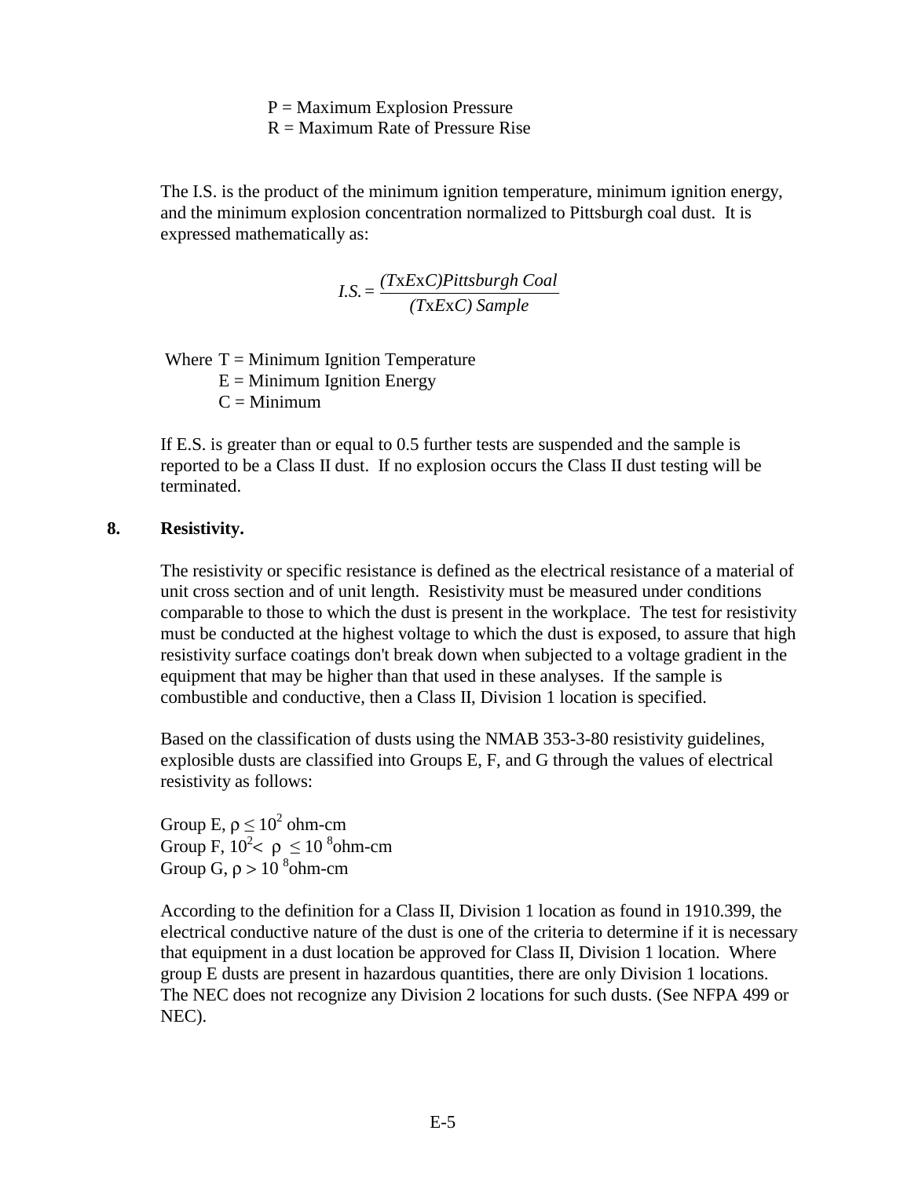P = Maximum Explosion Pressure
R = Maximum Rate of Pressure Rise

The I.S. is the product of the minimum ignition temperature, minimum ignition energy, and the minimum explosion concentration normalized to Pittsburgh coal dust. It is expressed mathematically as:

$$I.S. = \frac{(T\text{x}E\text{x}C)\,Pittsburgh\ Coal}{(T\text{x}E\text{x}C)\ Sample}$$

Where T = Minimum Ignition Temperature
E = Minimum Ignition Energy
C = Minimum

If E.S. is greater than or equal to 0.5 further tests are suspended and the sample is reported to be a Class II dust. If no explosion occurs the Class II dust testing will be terminated.

## 8. Resistivity.

The resistivity or specific resistance is defined as the electrical resistance of a material of unit cross section and of unit length. Resistivity must be measured under conditions comparable to those to which the dust is present in the workplace. The test for resistivity must be conducted at the highest voltage to which the dust is exposed, to assure that high resistivity surface coatings don't break down when subjected to a voltage gradient in the equipment that may be higher than that used in these analyses. If the sample is combustible and conductive, then a Class II, Division 1 location is specified.

Based on the classification of dusts using the NMAB 353-3-80 resistivity guidelines, explosible dusts are classified into Groups E, F, and G through the values of electrical resistivity as follows:

Group E, $\rho \leq 10^2$ ohm-cm
Group F, $10^2 < \rho \leq 10^8$ ohm-cm
Group G, $\rho > 10^8$ ohm-cm

According to the definition for a Class II, Division 1 location as found in 1910.399, the electrical conductive nature of the dust is one of the criteria to determine if it is necessary that equipment in a dust location be approved for Class II, Division 1 location. Where group E dusts are present in hazardous quantities, there are only Division 1 locations. The NEC does not recognize any Division 2 locations for such dusts. (See NFPA 499 or NEC).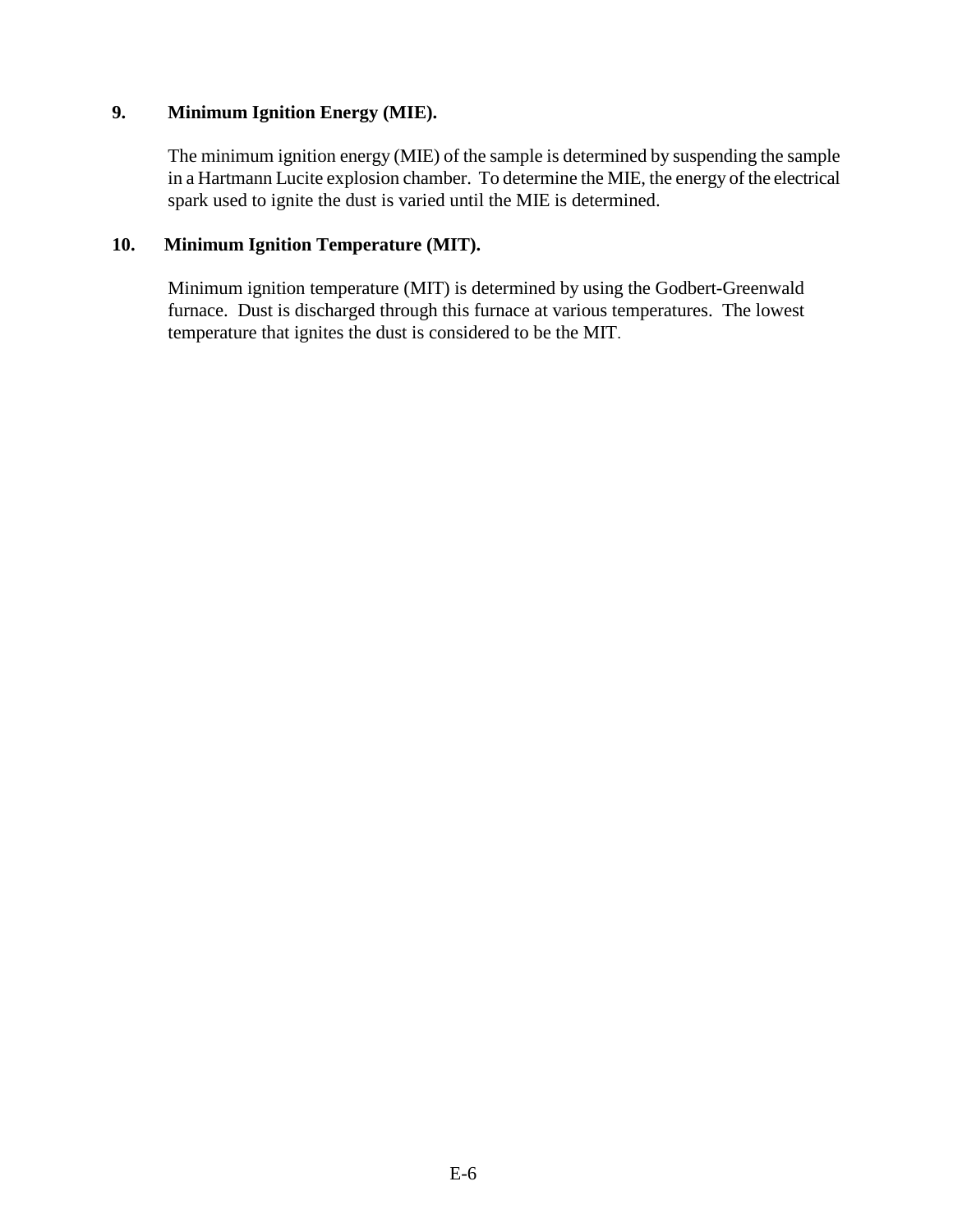**9. Minimum Ignition Energy (MIE).**

The minimum ignition energy (MIE) of the sample is determined by suspending the sample in a Hartmann Lucite explosion chamber. To determine the MIE, the energy of the electrical spark used to ignite the dust is varied until the MIE is determined.

**10. Minimum Ignition Temperature (MIT).**

Minimum ignition temperature (MIT) is determined by using the Godbert-Greenwald furnace. Dust is discharged through this furnace at various temperatures. The lowest temperature that ignites the dust is considered to be the MIT.